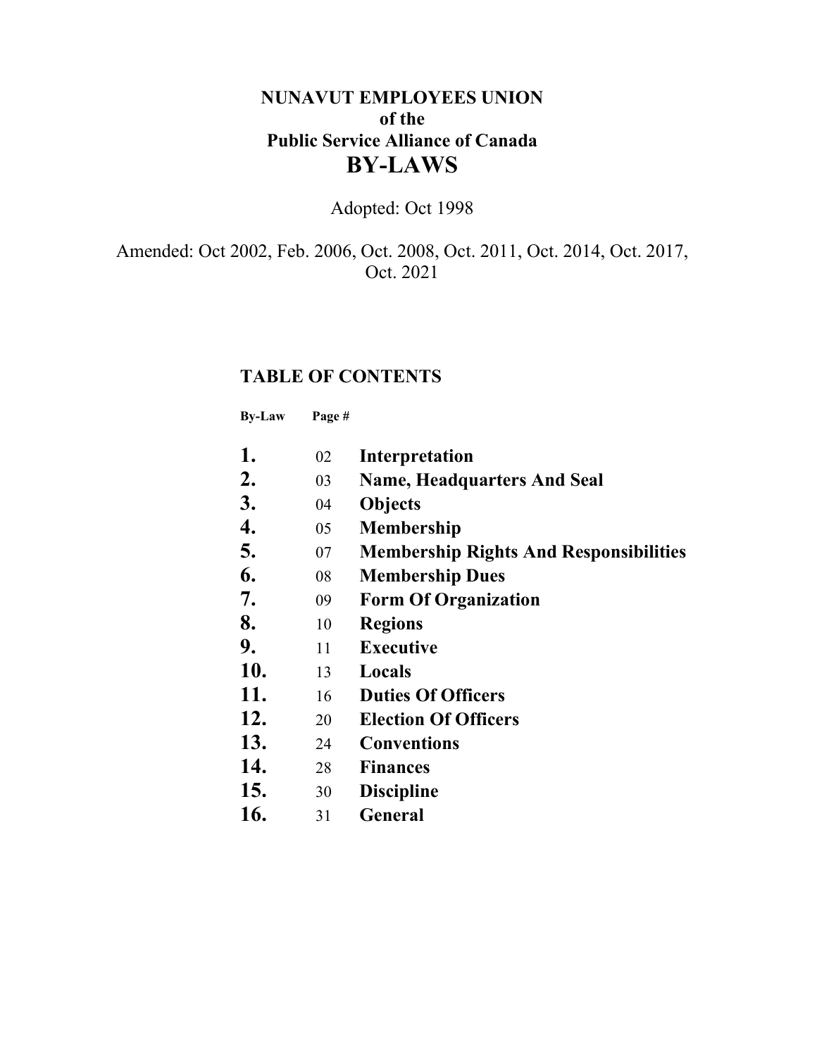# NUNAVUT EMPLOYEES UNION
## of the
## Public Service Alliance of Canada
# BY-LAWS

Adopted: Oct 1998

Amended: Oct 2002, Feb. 2006, Oct. 2008, Oct. 2011, Oct. 2014, Oct. 2017, Oct. 2021

## TABLE OF CONTENTS

| By-Law | Page # | |
|---|---|---|
| **1.** | 02 | **Interpretation** |
| **2.** | 03 | **Name, Headquarters And Seal** |
| **3.** | 04 | **Objects** |
| **4.** | 05 | **Membership** |
| **5.** | 07 | **Membership Rights And Responsibilities** |
| **6.** | 08 | **Membership Dues** |
| **7.** | 09 | **Form Of Organization** |
| **8.** | 10 | **Regions** |
| **9.** | 11 | **Executive** |
| **10.** | 13 | **Locals** |
| **11.** | 16 | **Duties Of Officers** |
| **12.** | 20 | **Election Of Officers** |
| **13.** | 24 | **Conventions** |
| **14.** | 28 | **Finances** |
| **15.** | 30 | **Discipline** |
| **16.** | 31 | **General** |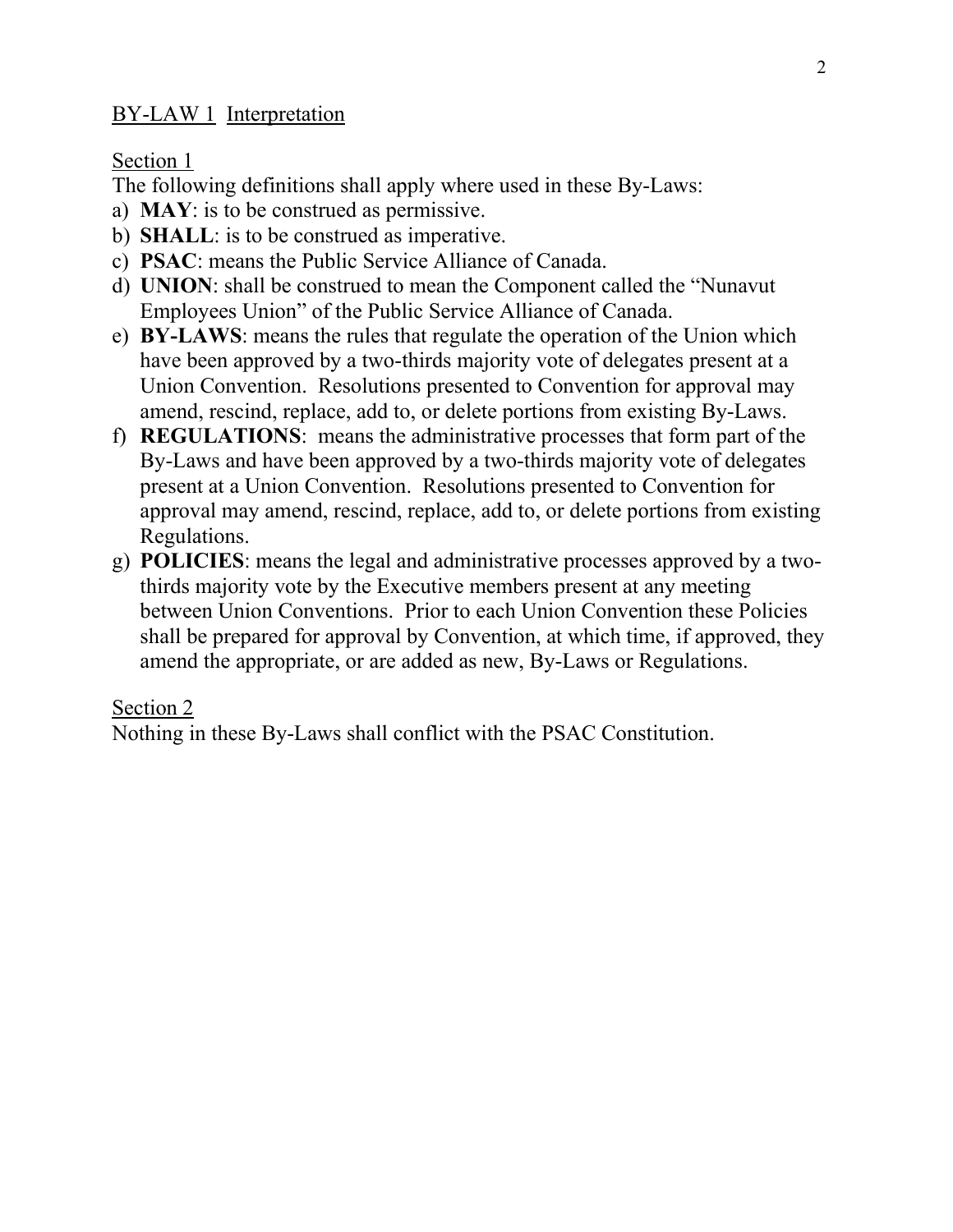## BY-LAW 1 Interpretation

### Section 1

The following definitions shall apply where used in these By-Laws:

a) **MAY**: is to be construed as permissive.
b) **SHALL**: is to be construed as imperative.
c) **PSAC**: means the Public Service Alliance of Canada.
d) **UNION**: shall be construed to mean the Component called the "Nunavut Employees Union" of the Public Service Alliance of Canada.
e) **BY-LAWS**: means the rules that regulate the operation of the Union which have been approved by a two-thirds majority vote of delegates present at a Union Convention. Resolutions presented to Convention for approval may amend, rescind, replace, add to, or delete portions from existing By-Laws.
f) **REGULATIONS**: means the administrative processes that form part of the By-Laws and have been approved by a two-thirds majority vote of delegates present at a Union Convention. Resolutions presented to Convention for approval may amend, rescind, replace, add to, or delete portions from existing Regulations.
g) **POLICIES**: means the legal and administrative processes approved by a two-thirds majority vote by the Executive members present at any meeting between Union Conventions. Prior to each Union Convention these Policies shall be prepared for approval by Convention, at which time, if approved, they amend the appropriate, or are added as new, By-Laws or Regulations.

### Section 2

Nothing in these By-Laws shall conflict with the PSAC Constitution.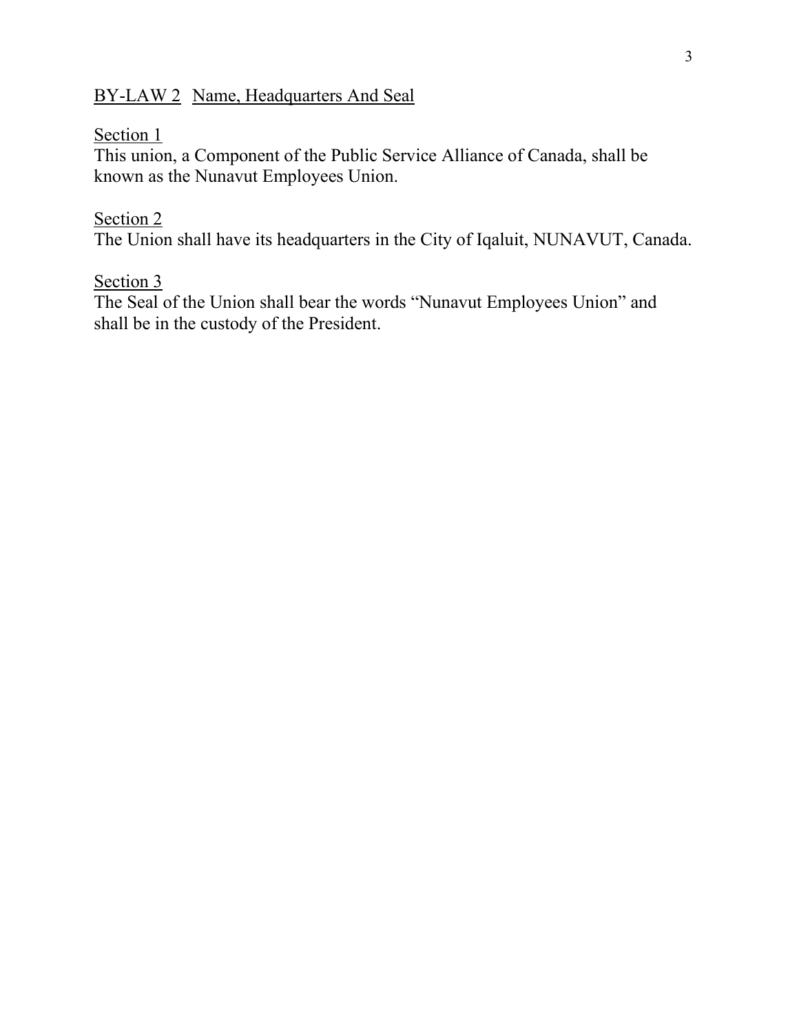## BY-LAW 2 Name, Headquarters And Seal

### Section 1

This union, a Component of the Public Service Alliance of Canada, shall be known as the Nunavut Employees Union.

### Section 2

The Union shall have its headquarters in the City of Iqaluit, NUNAVUT, Canada.

### Section 3

The Seal of the Union shall bear the words "Nunavut Employees Union" and shall be in the custody of the President.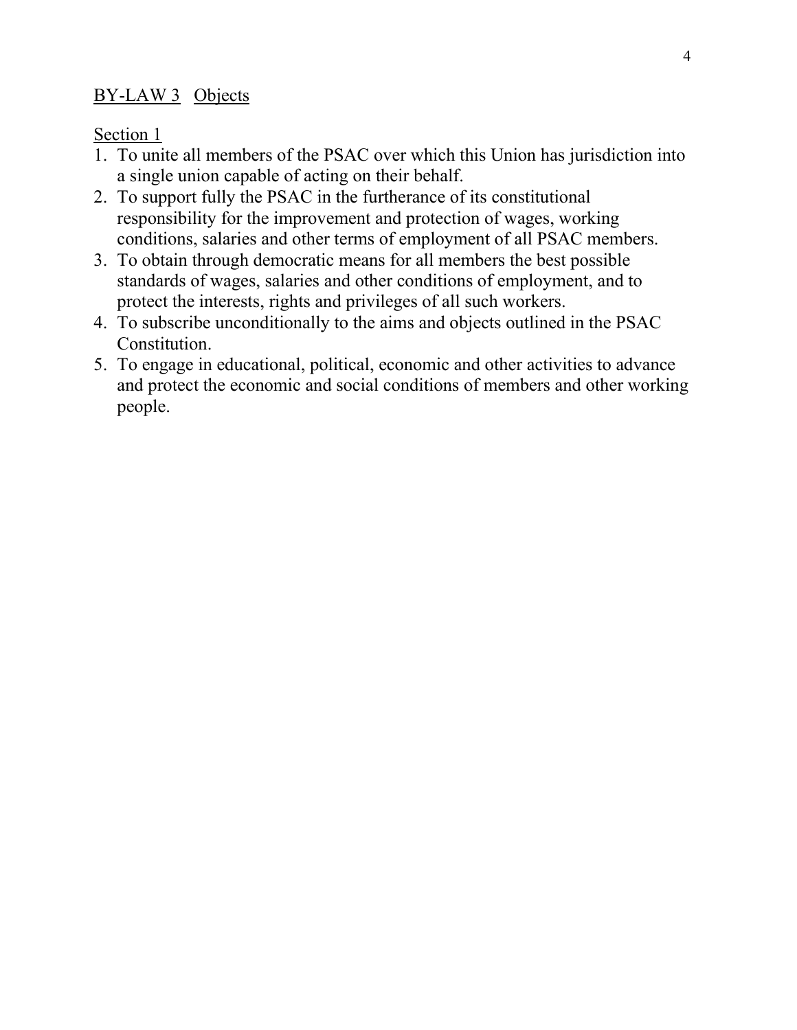## BY-LAW 3 Objects

### Section 1

1. To unite all members of the PSAC over which this Union has jurisdiction into a single union capable of acting on their behalf.
2. To support fully the PSAC in the furtherance of its constitutional responsibility for the improvement and protection of wages, working conditions, salaries and other terms of employment of all PSAC members.
3. To obtain through democratic means for all members the best possible standards of wages, salaries and other conditions of employment, and to protect the interests, rights and privileges of all such workers.
4. To subscribe unconditionally to the aims and objects outlined in the PSAC Constitution.
5. To engage in educational, political, economic and other activities to advance and protect the economic and social conditions of members and other working people.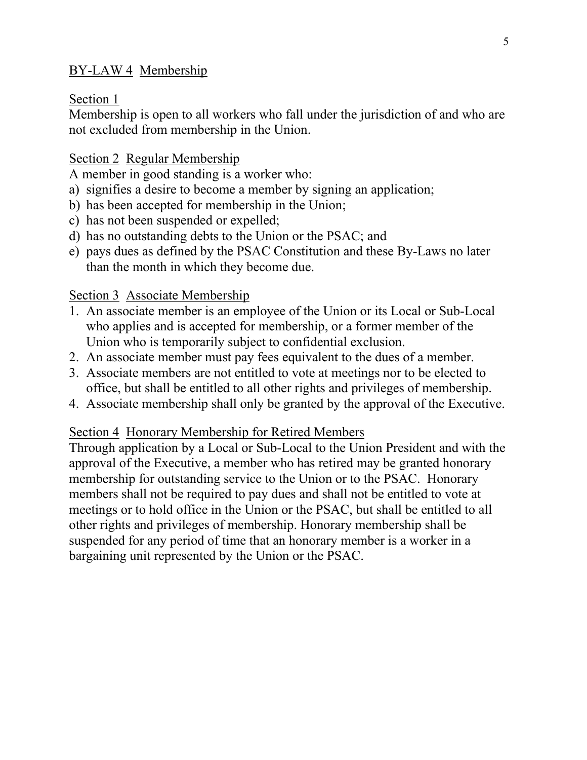## BY-LAW 4 Membership

### Section 1

Membership is open to all workers who fall under the jurisdiction of and who are not excluded from membership in the Union.

### Section 2 Regular Membership

A member in good standing is a worker who:

a) signifies a desire to become a member by signing an application;
b) has been accepted for membership in the Union;
c) has not been suspended or expelled;
d) has no outstanding debts to the Union or the PSAC; and
e) pays dues as defined by the PSAC Constitution and these By-Laws no later than the month in which they become due.

### Section 3 Associate Membership

1. An associate member is an employee of the Union or its Local or Sub-Local who applies and is accepted for membership, or a former member of the Union who is temporarily subject to confidential exclusion.
2. An associate member must pay fees equivalent to the dues of a member.
3. Associate members are not entitled to vote at meetings nor to be elected to office, but shall be entitled to all other rights and privileges of membership.
4. Associate membership shall only be granted by the approval of the Executive.

### Section 4 Honorary Membership for Retired Members

Through application by a Local or Sub-Local to the Union President and with the approval of the Executive, a member who has retired may be granted honorary membership for outstanding service to the Union or to the PSAC. Honorary members shall not be required to pay dues and shall not be entitled to vote at meetings or to hold office in the Union or the PSAC, but shall be entitled to all other rights and privileges of membership. Honorary membership shall be suspended for any period of time that an honorary member is a worker in a bargaining unit represented by the Union or the PSAC.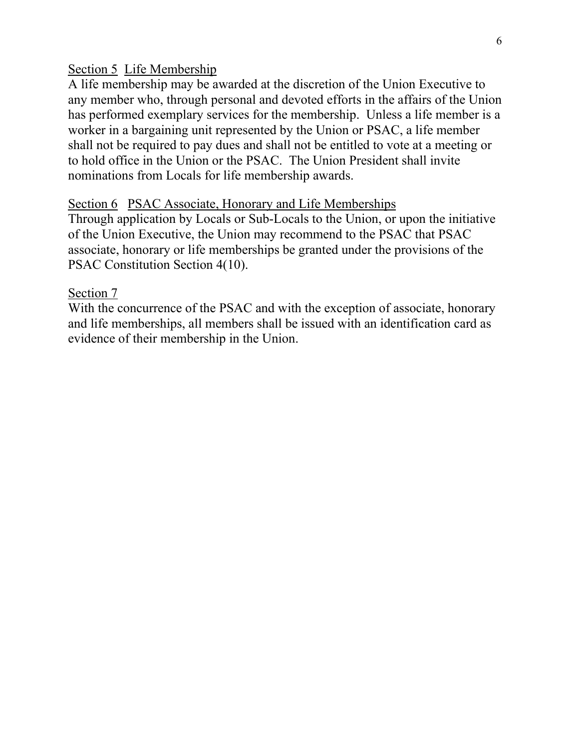Section 5 Life Membership

A life membership may be awarded at the discretion of the Union Executive to any member who, through personal and devoted efforts in the affairs of the Union has performed exemplary services for the membership. Unless a life member is a worker in a bargaining unit represented by the Union or PSAC, a life member shall not be required to pay dues and shall not be entitled to vote at a meeting or to hold office in the Union or the PSAC. The Union President shall invite nominations from Locals for life membership awards.

Section 6 PSAC Associate, Honorary and Life Memberships

Through application by Locals or Sub-Locals to the Union, or upon the initiative of the Union Executive, the Union may recommend to the PSAC that PSAC associate, honorary or life memberships be granted under the provisions of the PSAC Constitution Section 4(10).

Section 7

With the concurrence of the PSAC and with the exception of associate, honorary and life memberships, all members shall be issued with an identification card as evidence of their membership in the Union.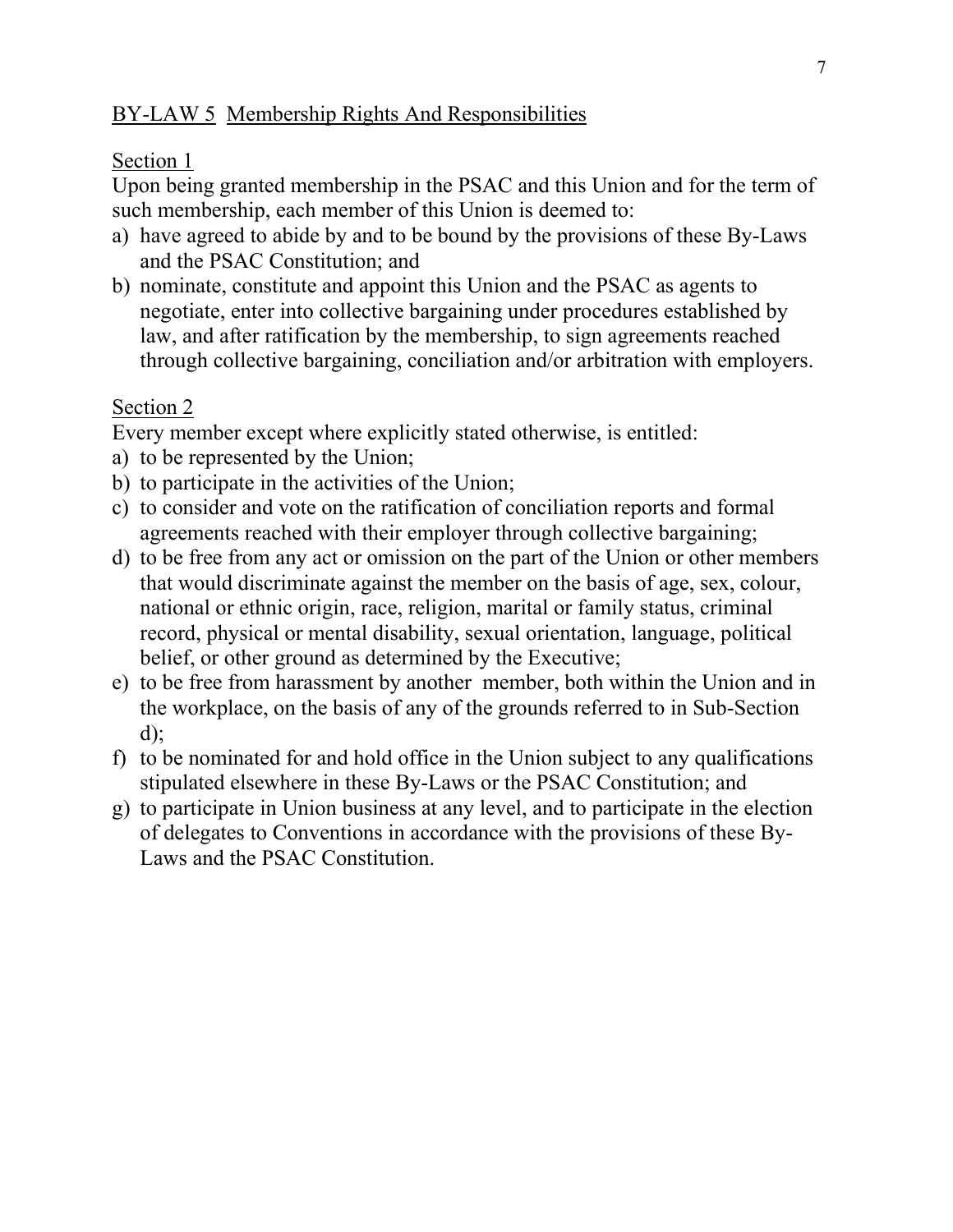## BY-LAW 5 Membership Rights And Responsibilities

### Section 1

Upon being granted membership in the PSAC and this Union and for the term of such membership, each member of this Union is deemed to:

a) have agreed to abide by and to be bound by the provisions of these By-Laws and the PSAC Constitution; and
b) nominate, constitute and appoint this Union and the PSAC as agents to negotiate, enter into collective bargaining under procedures established by law, and after ratification by the membership, to sign agreements reached through collective bargaining, conciliation and/or arbitration with employers.

### Section 2

Every member except where explicitly stated otherwise, is entitled:

a) to be represented by the Union;
b) to participate in the activities of the Union;
c) to consider and vote on the ratification of conciliation reports and formal agreements reached with their employer through collective bargaining;
d) to be free from any act or omission on the part of the Union or other members that would discriminate against the member on the basis of age, sex, colour, national or ethnic origin, race, religion, marital or family status, criminal record, physical or mental disability, sexual orientation, language, political belief, or other ground as determined by the Executive;
e) to be free from harassment by another member, both within the Union and in the workplace, on the basis of any of the grounds referred to in Sub-Section d);
f) to be nominated for and hold office in the Union subject to any qualifications stipulated elsewhere in these By-Laws or the PSAC Constitution; and
g) to participate in Union business at any level, and to participate in the election of delegates to Conventions in accordance with the provisions of these By-Laws and the PSAC Constitution.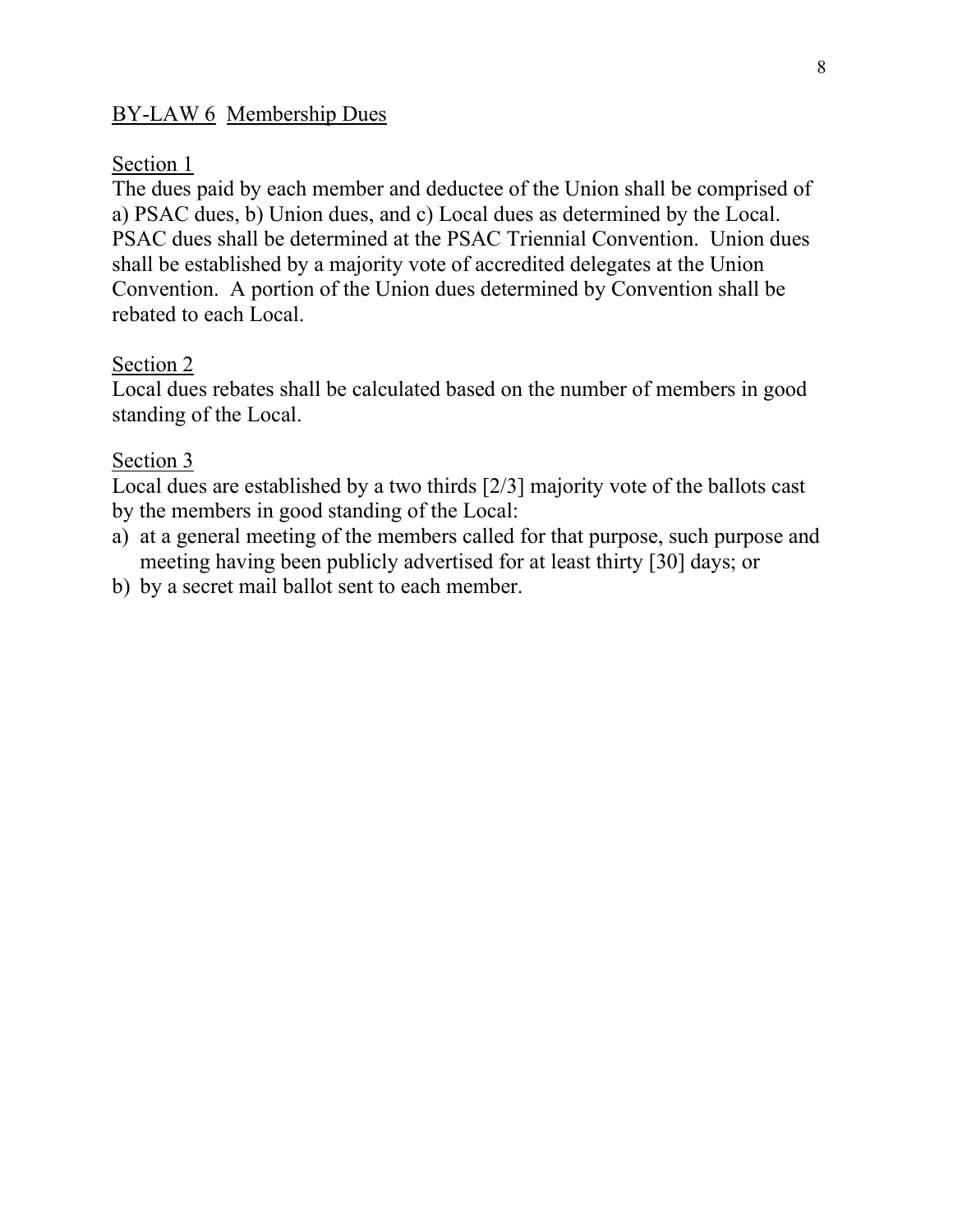## BY-LAW 6 Membership Dues

### Section 1

The dues paid by each member and deductee of the Union shall be comprised of a) PSAC dues, b) Union dues, and c) Local dues as determined by the Local. PSAC dues shall be determined at the PSAC Triennial Convention. Union dues shall be established by a majority vote of accredited delegates at the Union Convention. A portion of the Union dues determined by Convention shall be rebated to each Local.

### Section 2

Local dues rebates shall be calculated based on the number of members in good standing of the Local.

### Section 3

Local dues are established by a two thirds [2/3] majority vote of the ballots cast by the members in good standing of the Local:

a) at a general meeting of the members called for that purpose, such purpose and meeting having been publicly advertised for at least thirty [30] days; or
b) by a secret mail ballot sent to each member.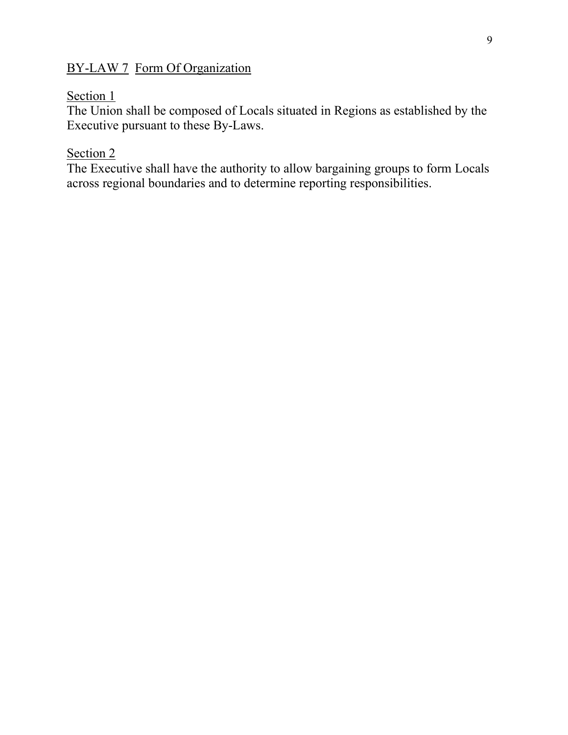## BY-LAW 7 Form Of Organization

### Section 1

The Union shall be composed of Locals situated in Regions as established by the Executive pursuant to these By-Laws.

### Section 2

The Executive shall have the authority to allow bargaining groups to form Locals across regional boundaries and to determine reporting responsibilities.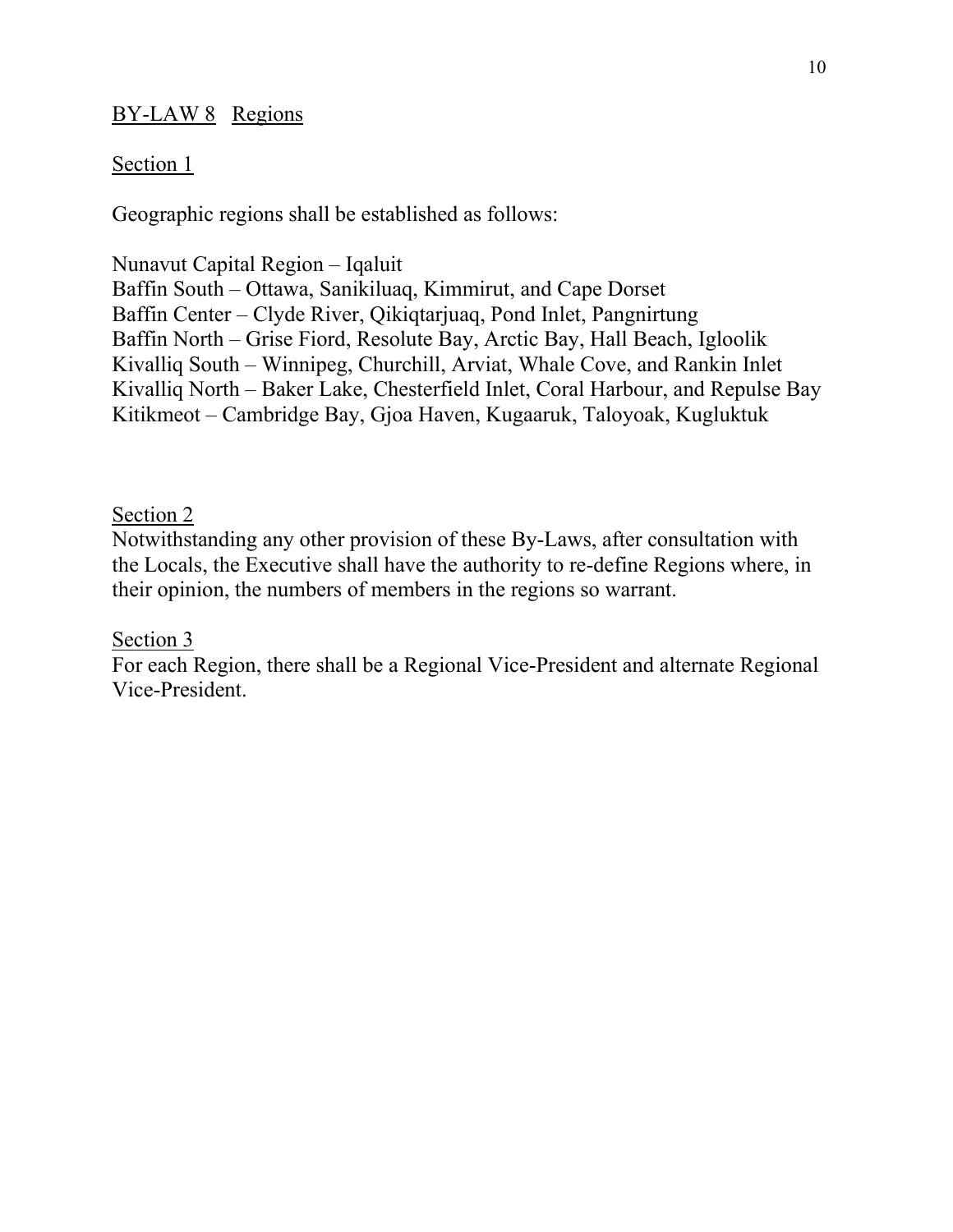## BY-LAW 8 Regions

### Section 1

Geographic regions shall be established as follows:

Nunavut Capital Region – Iqaluit
Baffin South – Ottawa, Sanikiluaq, Kimmirut, and Cape Dorset
Baffin Center – Clyde River, Qikiqtarjuaq, Pond Inlet, Pangnirtung
Baffin North – Grise Fiord, Resolute Bay, Arctic Bay, Hall Beach, Igloolik
Kivalliq South – Winnipeg, Churchill, Arviat, Whale Cove, and Rankin Inlet
Kivalliq North – Baker Lake, Chesterfield Inlet, Coral Harbour, and Repulse Bay
Kitikmeot – Cambridge Bay, Gjoa Haven, Kugaaruk, Taloyoak, Kugluktuk

### Section 2

Notwithstanding any other provision of these By-Laws, after consultation with the Locals, the Executive shall have the authority to re-define Regions where, in their opinion, the numbers of members in the regions so warrant.

### Section 3

For each Region, there shall be a Regional Vice-President and alternate Regional Vice-President.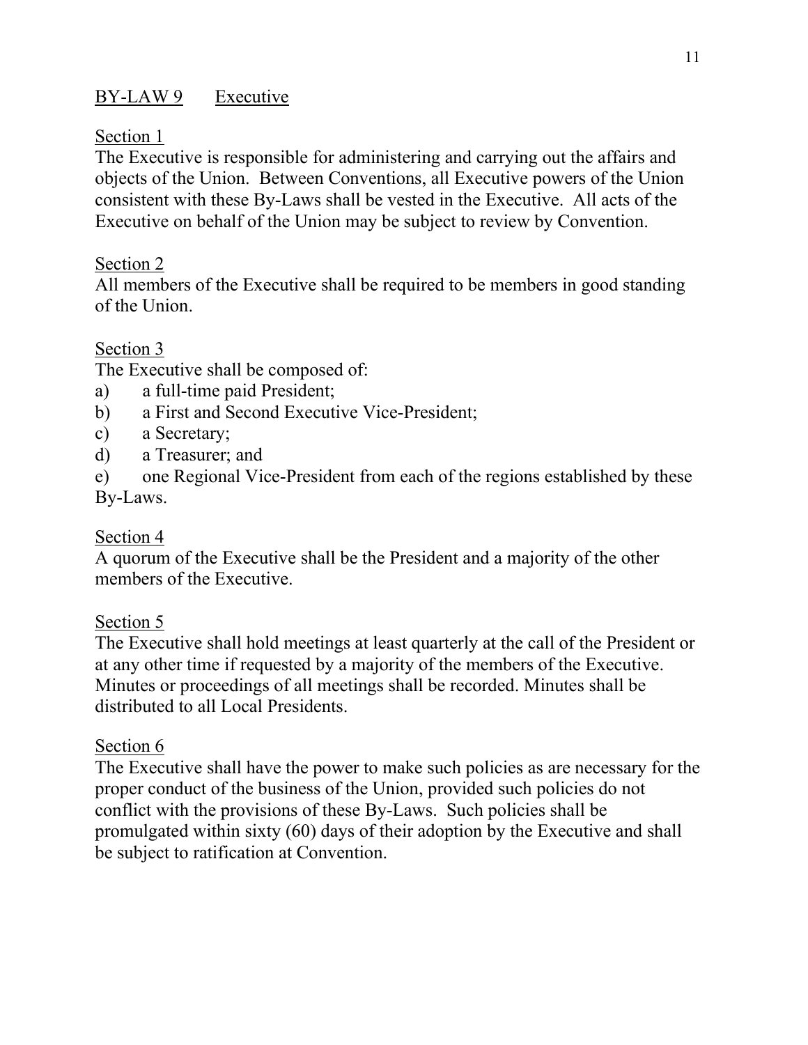## BY-LAW 9 Executive

### Section 1

The Executive is responsible for administering and carrying out the affairs and objects of the Union. Between Conventions, all Executive powers of the Union consistent with these By-Laws shall be vested in the Executive. All acts of the Executive on behalf of the Union may be subject to review by Convention.

### Section 2

All members of the Executive shall be required to be members in good standing of the Union.

### Section 3

The Executive shall be composed of:

a) a full-time paid President;
b) a First and Second Executive Vice-President;
c) a Secretary;
d) a Treasurer; and
e) one Regional Vice-President from each of the regions established by these By-Laws.

### Section 4

A quorum of the Executive shall be the President and a majority of the other members of the Executive.

### Section 5

The Executive shall hold meetings at least quarterly at the call of the President or at any other time if requested by a majority of the members of the Executive. Minutes or proceedings of all meetings shall be recorded. Minutes shall be distributed to all Local Presidents.

### Section 6

The Executive shall have the power to make such policies as are necessary for the proper conduct of the business of the Union, provided such policies do not conflict with the provisions of these By-Laws. Such policies shall be promulgated within sixty (60) days of their adoption by the Executive and shall be subject to ratification at Convention.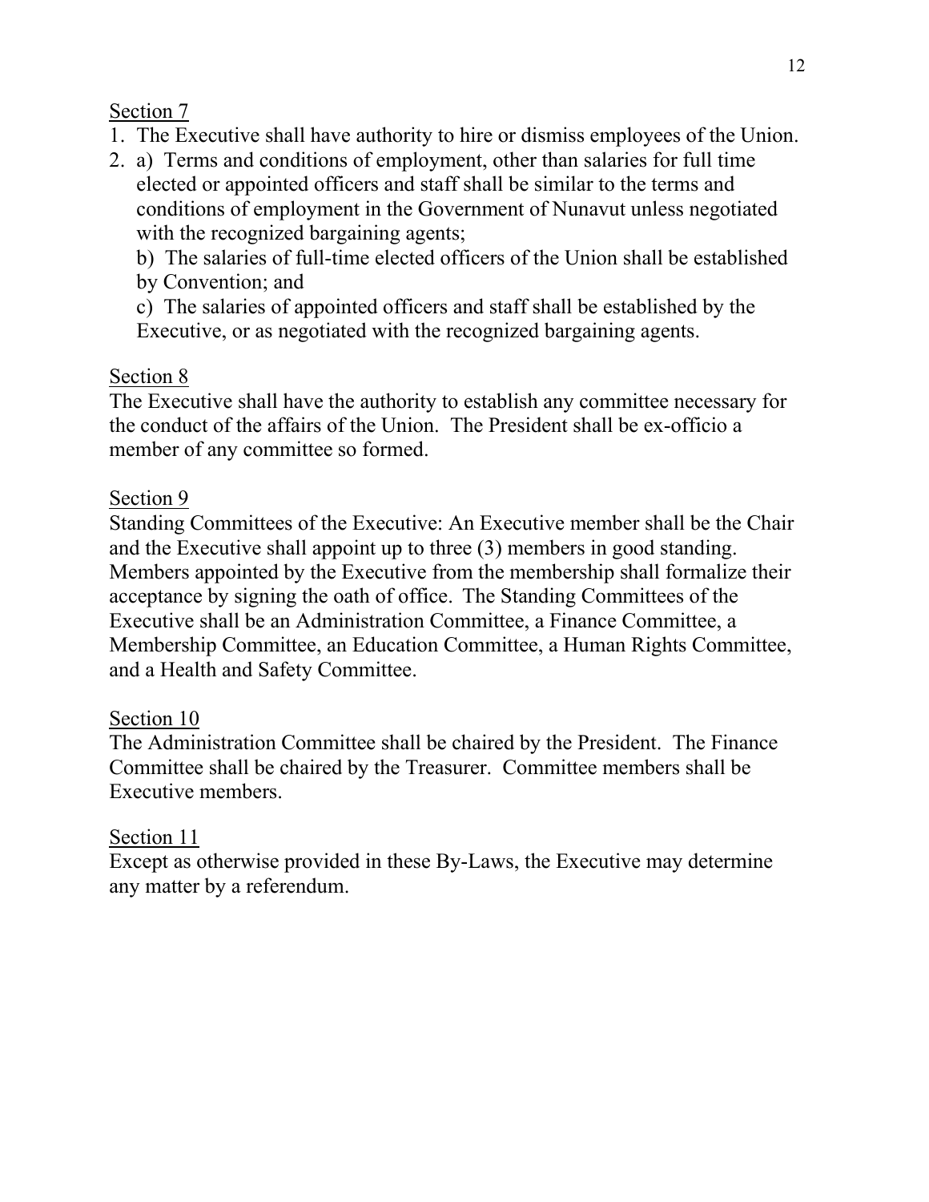<u>Section 7</u>

1. The Executive shall have authority to hire or dismiss employees of the Union.
2. a) Terms and conditions of employment, other than salaries for full time elected or appointed officers and staff shall be similar to the terms and conditions of employment in the Government of Nunavut unless negotiated with the recognized bargaining agents;

   b) The salaries of full-time elected officers of the Union shall be established by Convention; and

   c) The salaries of appointed officers and staff shall be established by the Executive, or as negotiated with the recognized bargaining agents.

<u>Section 8</u>

The Executive shall have the authority to establish any committee necessary for the conduct of the affairs of the Union. The President shall be ex-officio a member of any committee so formed.

<u>Section 9</u>

Standing Committees of the Executive: An Executive member shall be the Chair and the Executive shall appoint up to three (3) members in good standing. Members appointed by the Executive from the membership shall formalize their acceptance by signing the oath of office. The Standing Committees of the Executive shall be an Administration Committee, a Finance Committee, a Membership Committee, an Education Committee, a Human Rights Committee, and a Health and Safety Committee.

<u>Section 10</u>

The Administration Committee shall be chaired by the President. The Finance Committee shall be chaired by the Treasurer. Committee members shall be Executive members.

<u>Section 11</u>

Except as otherwise provided in these By-Laws, the Executive may determine any matter by a referendum.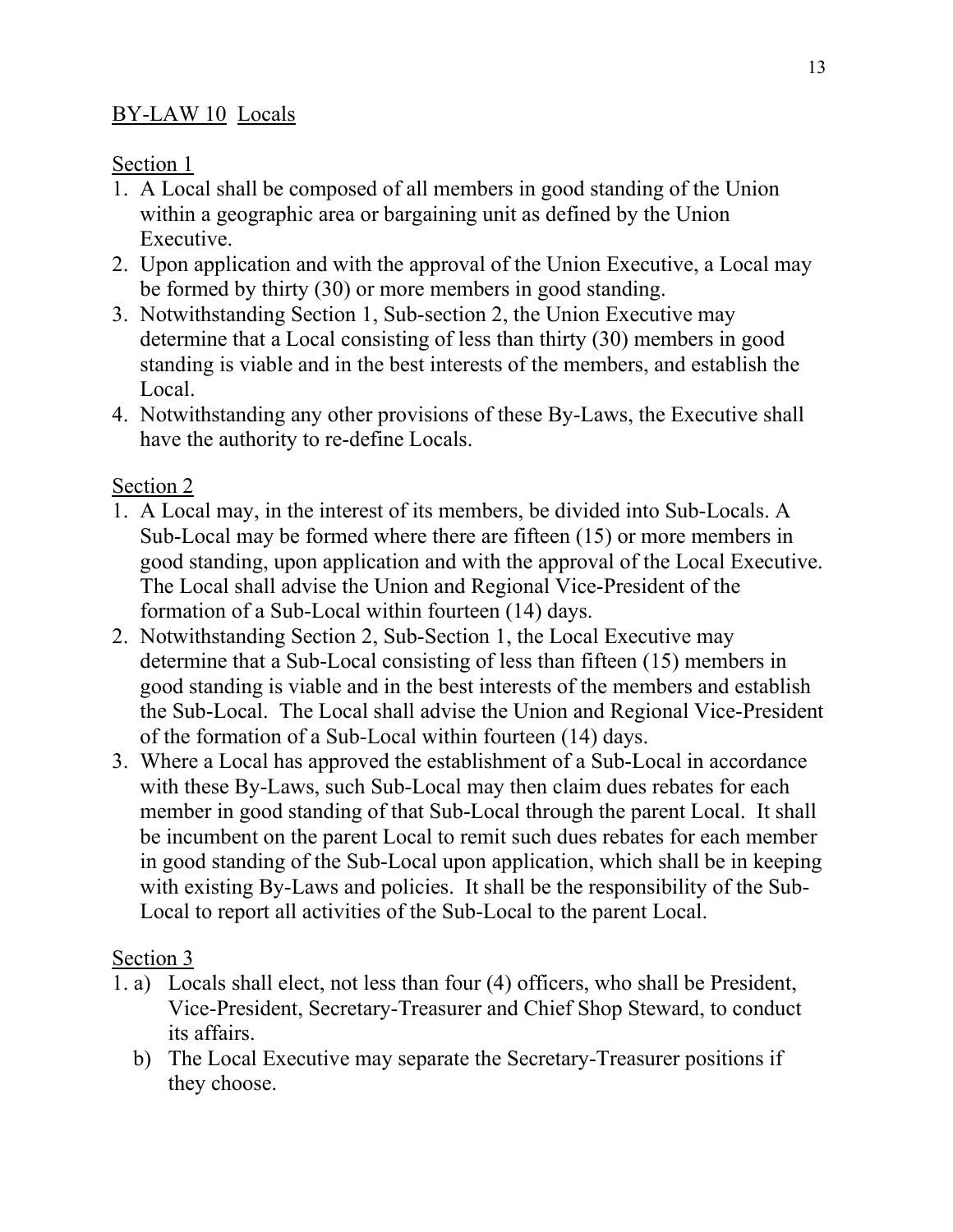## BY-LAW 10 Locals

### Section 1

1. A Local shall be composed of all members in good standing of the Union within a geographic area or bargaining unit as defined by the Union Executive.
2. Upon application and with the approval of the Union Executive, a Local may be formed by thirty (30) or more members in good standing.
3. Notwithstanding Section 1, Sub-section 2, the Union Executive may determine that a Local consisting of less than thirty (30) members in good standing is viable and in the best interests of the members, and establish the Local.
4. Notwithstanding any other provisions of these By-Laws, the Executive shall have the authority to re-define Locals.

### Section 2

1. A Local may, in the interest of its members, be divided into Sub-Locals. A Sub-Local may be formed where there are fifteen (15) or more members in good standing, upon application and with the approval of the Local Executive. The Local shall advise the Union and Regional Vice-President of the formation of a Sub-Local within fourteen (14) days.
2. Notwithstanding Section 2, Sub-Section 1, the Local Executive may determine that a Sub-Local consisting of less than fifteen (15) members in good standing is viable and in the best interests of the members and establish the Sub-Local. The Local shall advise the Union and Regional Vice-President of the formation of a Sub-Local within fourteen (14) days.
3. Where a Local has approved the establishment of a Sub-Local in accordance with these By-Laws, such Sub-Local may then claim dues rebates for each member in good standing of that Sub-Local through the parent Local. It shall be incumbent on the parent Local to remit such dues rebates for each member in good standing of the Sub-Local upon application, which shall be in keeping with existing By-Laws and policies. It shall be the responsibility of the Sub-Local to report all activities of the Sub-Local to the parent Local.

### Section 3

1. a) Locals shall elect, not less than four (4) officers, who shall be President, Vice-President, Secretary-Treasurer and Chief Shop Steward, to conduct its affairs.

   b) The Local Executive may separate the Secretary-Treasurer positions if they choose.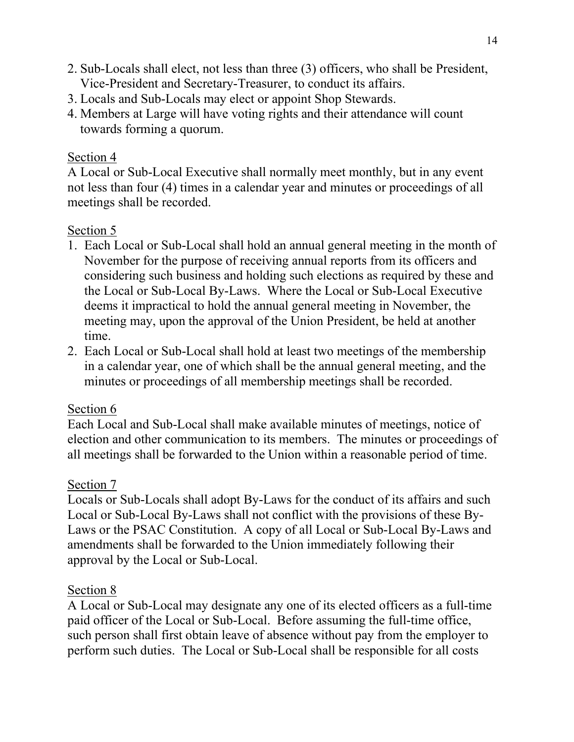2. Sub-Locals shall elect, not less than three (3) officers, who shall be President, Vice-President and Secretary-Treasurer, to conduct its affairs.
3. Locals and Sub-Locals may elect or appoint Shop Stewards.
4. Members at Large will have voting rights and their attendance will count towards forming a quorum.

<u>Section 4</u>

A Local or Sub-Local Executive shall normally meet monthly, but in any event not less than four (4) times in a calendar year and minutes or proceedings of all meetings shall be recorded.

<u>Section 5</u>

1. Each Local or Sub-Local shall hold an annual general meeting in the month of November for the purpose of receiving annual reports from its officers and considering such business and holding such elections as required by these and the Local or Sub-Local By-Laws. Where the Local or Sub-Local Executive deems it impractical to hold the annual general meeting in November, the meeting may, upon the approval of the Union President, be held at another time.
2. Each Local or Sub-Local shall hold at least two meetings of the membership in a calendar year, one of which shall be the annual general meeting, and the minutes or proceedings of all membership meetings shall be recorded.

<u>Section 6</u>

Each Local and Sub-Local shall make available minutes of meetings, notice of election and other communication to its members. The minutes or proceedings of all meetings shall be forwarded to the Union within a reasonable period of time.

<u>Section 7</u>

Locals or Sub-Locals shall adopt By-Laws for the conduct of its affairs and such Local or Sub-Local By-Laws shall not conflict with the provisions of these By-Laws or the PSAC Constitution. A copy of all Local or Sub-Local By-Laws and amendments shall be forwarded to the Union immediately following their approval by the Local or Sub-Local.

<u>Section 8</u>

A Local or Sub-Local may designate any one of its elected officers as a full-time paid officer of the Local or Sub-Local. Before assuming the full-time office, such person shall first obtain leave of absence without pay from the employer to perform such duties. The Local or Sub-Local shall be responsible for all costs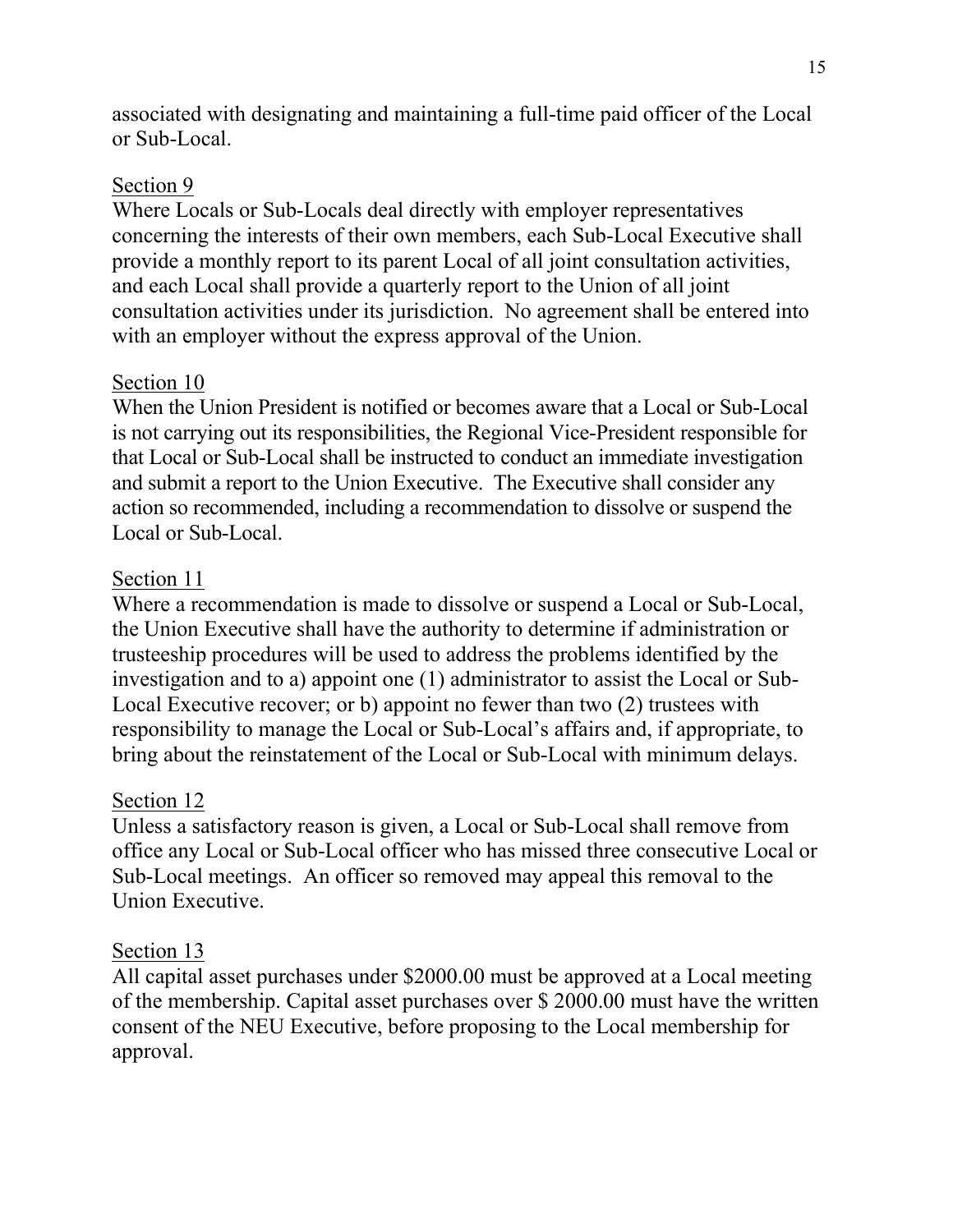associated with designating and maintaining a full-time paid officer of the Local or Sub-Local.

<u>Section 9</u>

Where Locals or Sub-Locals deal directly with employer representatives concerning the interests of their own members, each Sub-Local Executive shall provide a monthly report to its parent Local of all joint consultation activities, and each Local shall provide a quarterly report to the Union of all joint consultation activities under its jurisdiction. No agreement shall be entered into with an employer without the express approval of the Union.

<u>Section 10</u>

When the Union President is notified or becomes aware that a Local or Sub-Local is not carrying out its responsibilities, the Regional Vice-President responsible for that Local or Sub-Local shall be instructed to conduct an immediate investigation and submit a report to the Union Executive. The Executive shall consider any action so recommended, including a recommendation to dissolve or suspend the Local or Sub-Local.

<u>Section 11</u>

Where a recommendation is made to dissolve or suspend a Local or Sub-Local, the Union Executive shall have the authority to determine if administration or trusteeship procedures will be used to address the problems identified by the investigation and to a) appoint one (1) administrator to assist the Local or Sub-Local Executive recover; or b) appoint no fewer than two (2) trustees with responsibility to manage the Local or Sub-Local's affairs and, if appropriate, to bring about the reinstatement of the Local or Sub-Local with minimum delays.

<u>Section 12</u>

Unless a satisfactory reason is given, a Local or Sub-Local shall remove from office any Local or Sub-Local officer who has missed three consecutive Local or Sub-Local meetings. An officer so removed may appeal this removal to the Union Executive.

<u>Section 13</u>

All capital asset purchases under $2000.00 must be approved at a Local meeting of the membership. Capital asset purchases over $ 2000.00 must have the written consent of the NEU Executive, before proposing to the Local membership for approval.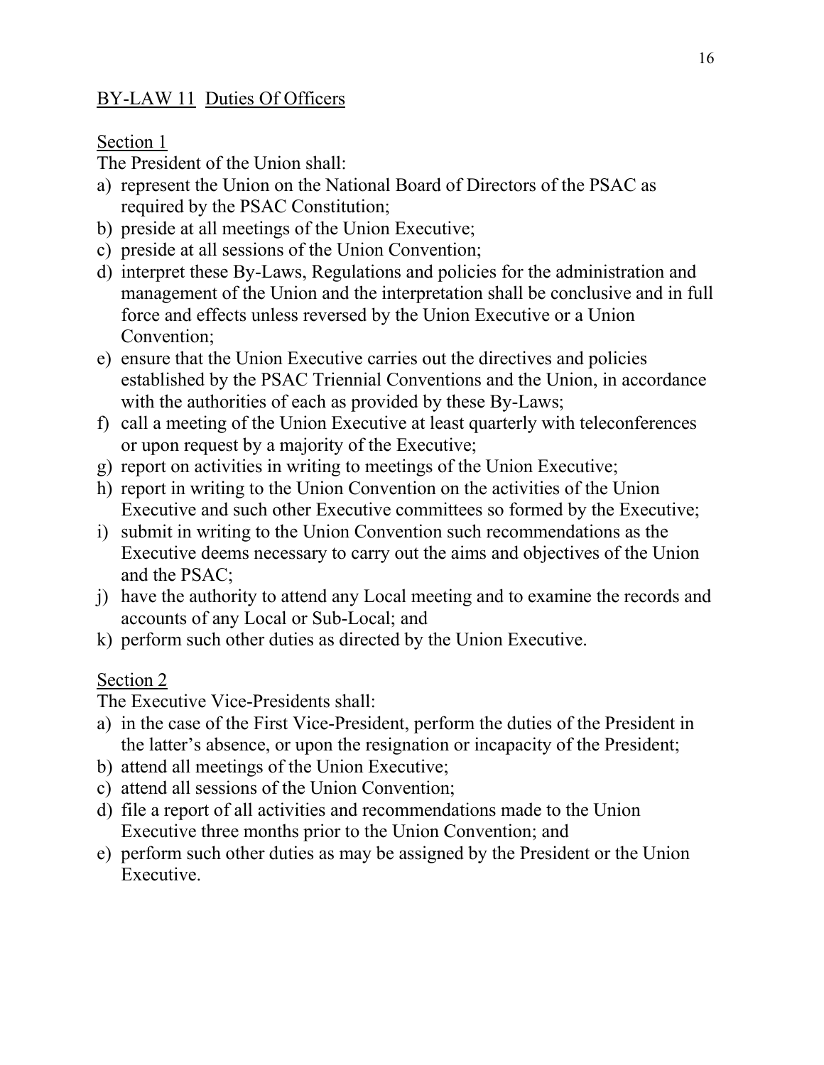## BY-LAW 11 Duties Of Officers

### Section 1

The President of the Union shall:

a) represent the Union on the National Board of Directors of the PSAC as required by the PSAC Constitution;
b) preside at all meetings of the Union Executive;
c) preside at all sessions of the Union Convention;
d) interpret these By-Laws, Regulations and policies for the administration and management of the Union and the interpretation shall be conclusive and in full force and effects unless reversed by the Union Executive or a Union Convention;
e) ensure that the Union Executive carries out the directives and policies established by the PSAC Triennial Conventions and the Union, in accordance with the authorities of each as provided by these By-Laws;
f) call a meeting of the Union Executive at least quarterly with teleconferences or upon request by a majority of the Executive;
g) report on activities in writing to meetings of the Union Executive;
h) report in writing to the Union Convention on the activities of the Union Executive and such other Executive committees so formed by the Executive;
i) submit in writing to the Union Convention such recommendations as the Executive deems necessary to carry out the aims and objectives of the Union and the PSAC;
j) have the authority to attend any Local meeting and to examine the records and accounts of any Local or Sub-Local; and
k) perform such other duties as directed by the Union Executive.

### Section 2

The Executive Vice-Presidents shall:

a) in the case of the First Vice-President, perform the duties of the President in the latter's absence, or upon the resignation or incapacity of the President;
b) attend all meetings of the Union Executive;
c) attend all sessions of the Union Convention;
d) file a report of all activities and recommendations made to the Union Executive three months prior to the Union Convention; and
e) perform such other duties as may be assigned by the President or the Union Executive.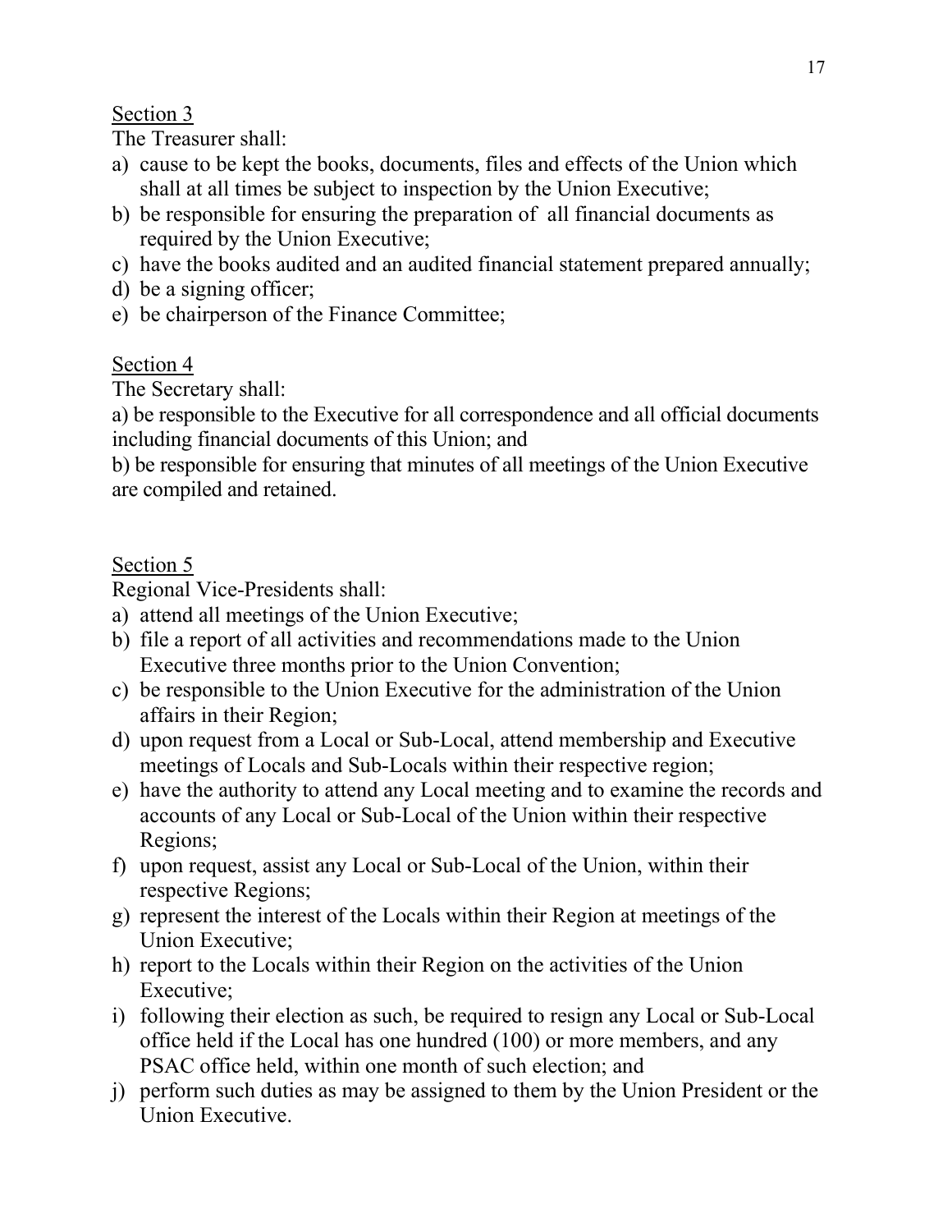Section 3

The Treasurer shall:

a) cause to be kept the books, documents, files and effects of the Union which shall at all times be subject to inspection by the Union Executive;
b) be responsible for ensuring the preparation of all financial documents as required by the Union Executive;
c) have the books audited and an audited financial statement prepared annually;
d) be a signing officer;
e) be chairperson of the Finance Committee;

Section 4

The Secretary shall:

a) be responsible to the Executive for all correspondence and all official documents including financial documents of this Union; and

b) be responsible for ensuring that minutes of all meetings of the Union Executive are compiled and retained.

Section 5

Regional Vice-Presidents shall:

a) attend all meetings of the Union Executive;
b) file a report of all activities and recommendations made to the Union Executive three months prior to the Union Convention;
c) be responsible to the Union Executive for the administration of the Union affairs in their Region;
d) upon request from a Local or Sub-Local, attend membership and Executive meetings of Locals and Sub-Locals within their respective region;
e) have the authority to attend any Local meeting and to examine the records and accounts of any Local or Sub-Local of the Union within their respective Regions;
f) upon request, assist any Local or Sub-Local of the Union, within their respective Regions;
g) represent the interest of the Locals within their Region at meetings of the Union Executive;
h) report to the Locals within their Region on the activities of the Union Executive;
i) following their election as such, be required to resign any Local or Sub-Local office held if the Local has one hundred (100) or more members, and any PSAC office held, within one month of such election; and
j) perform such duties as may be assigned to them by the Union President or the Union Executive.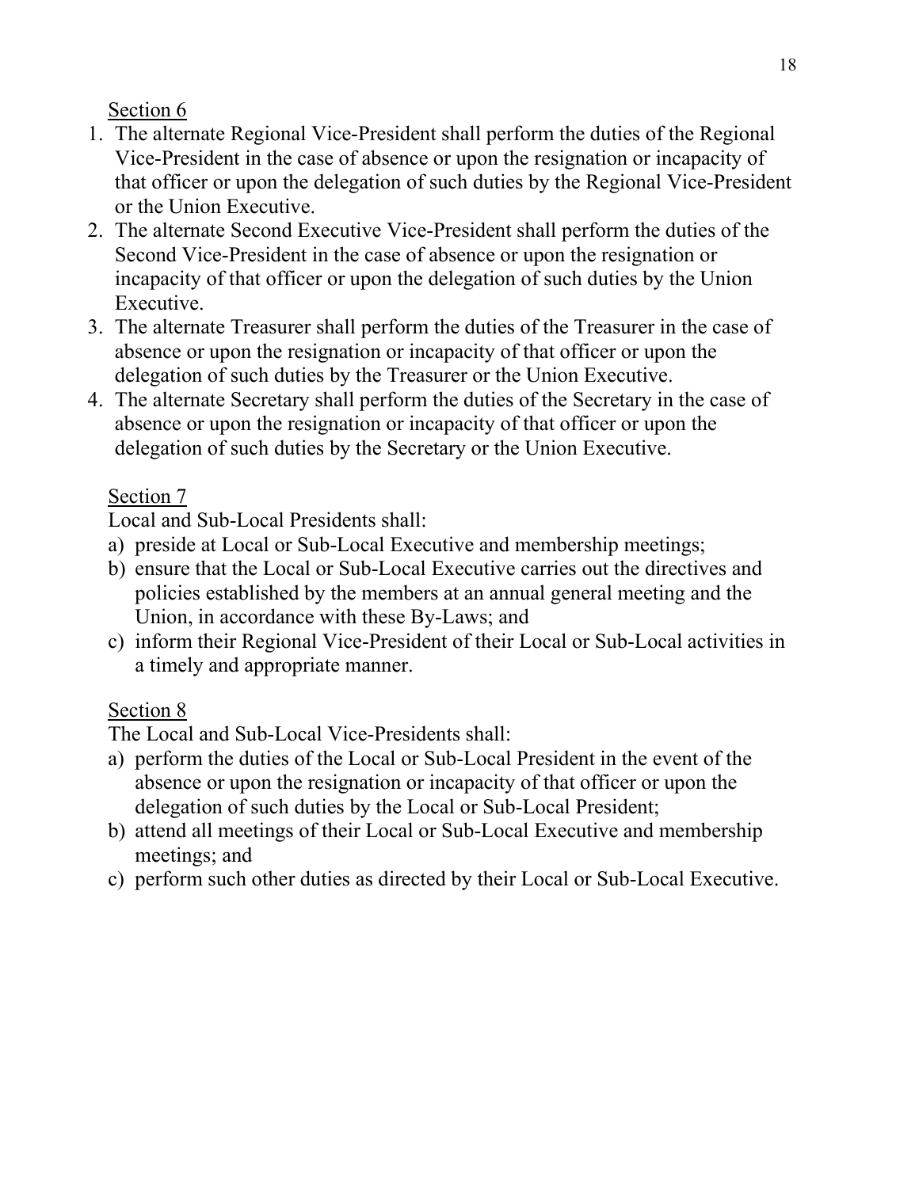Section 6

1. The alternate Regional Vice-President shall perform the duties of the Regional Vice-President in the case of absence or upon the resignation or incapacity of that officer or upon the delegation of such duties by the Regional Vice-President or the Union Executive.
2. The alternate Second Executive Vice-President shall perform the duties of the Second Vice-President in the case of absence or upon the resignation or incapacity of that officer or upon the delegation of such duties by the Union Executive.
3. The alternate Treasurer shall perform the duties of the Treasurer in the case of absence or upon the resignation or incapacity of that officer or upon the delegation of such duties by the Treasurer or the Union Executive.
4. The alternate Secretary shall perform the duties of the Secretary in the case of absence or upon the resignation or incapacity of that officer or upon the delegation of such duties by the Secretary or the Union Executive.

Section 7

Local and Sub-Local Presidents shall:

a) preside at Local or Sub-Local Executive and membership meetings;
b) ensure that the Local or Sub-Local Executive carries out the directives and policies established by the members at an annual general meeting and the Union, in accordance with these By-Laws; and
c) inform their Regional Vice-President of their Local or Sub-Local activities in a timely and appropriate manner.

Section 8

The Local and Sub-Local Vice-Presidents shall:

a) perform the duties of the Local or Sub-Local President in the event of the absence or upon the resignation or incapacity of that officer or upon the delegation of such duties by the Local or Sub-Local President;
b) attend all meetings of their Local or Sub-Local Executive and membership meetings; and
c) perform such other duties as directed by their Local or Sub-Local Executive.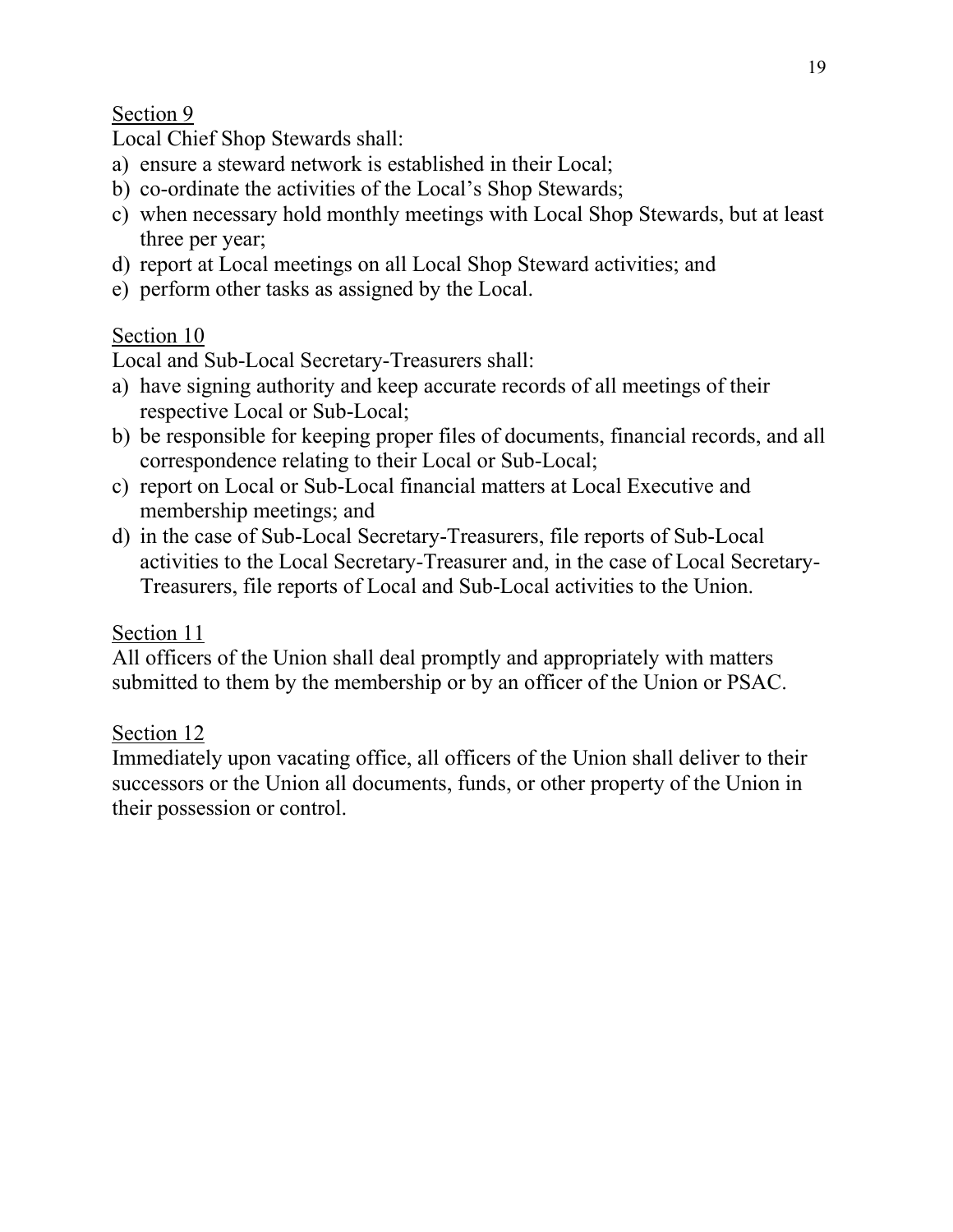<u>Section 9</u>

Local Chief Shop Stewards shall:

a) ensure a steward network is established in their Local;
b) co-ordinate the activities of the Local's Shop Stewards;
c) when necessary hold monthly meetings with Local Shop Stewards, but at least three per year;
d) report at Local meetings on all Local Shop Steward activities; and
e) perform other tasks as assigned by the Local.

<u>Section 10</u>

Local and Sub-Local Secretary-Treasurers shall:

a) have signing authority and keep accurate records of all meetings of their respective Local or Sub-Local;
b) be responsible for keeping proper files of documents, financial records, and all correspondence relating to their Local or Sub-Local;
c) report on Local or Sub-Local financial matters at Local Executive and membership meetings; and
d) in the case of Sub-Local Secretary-Treasurers, file reports of Sub-Local activities to the Local Secretary-Treasurer and, in the case of Local Secretary-Treasurers, file reports of Local and Sub-Local activities to the Union.

<u>Section 11</u>

All officers of the Union shall deal promptly and appropriately with matters submitted to them by the membership or by an officer of the Union or PSAC.

<u>Section 12</u>

Immediately upon vacating office, all officers of the Union shall deliver to their successors or the Union all documents, funds, or other property of the Union in their possession or control.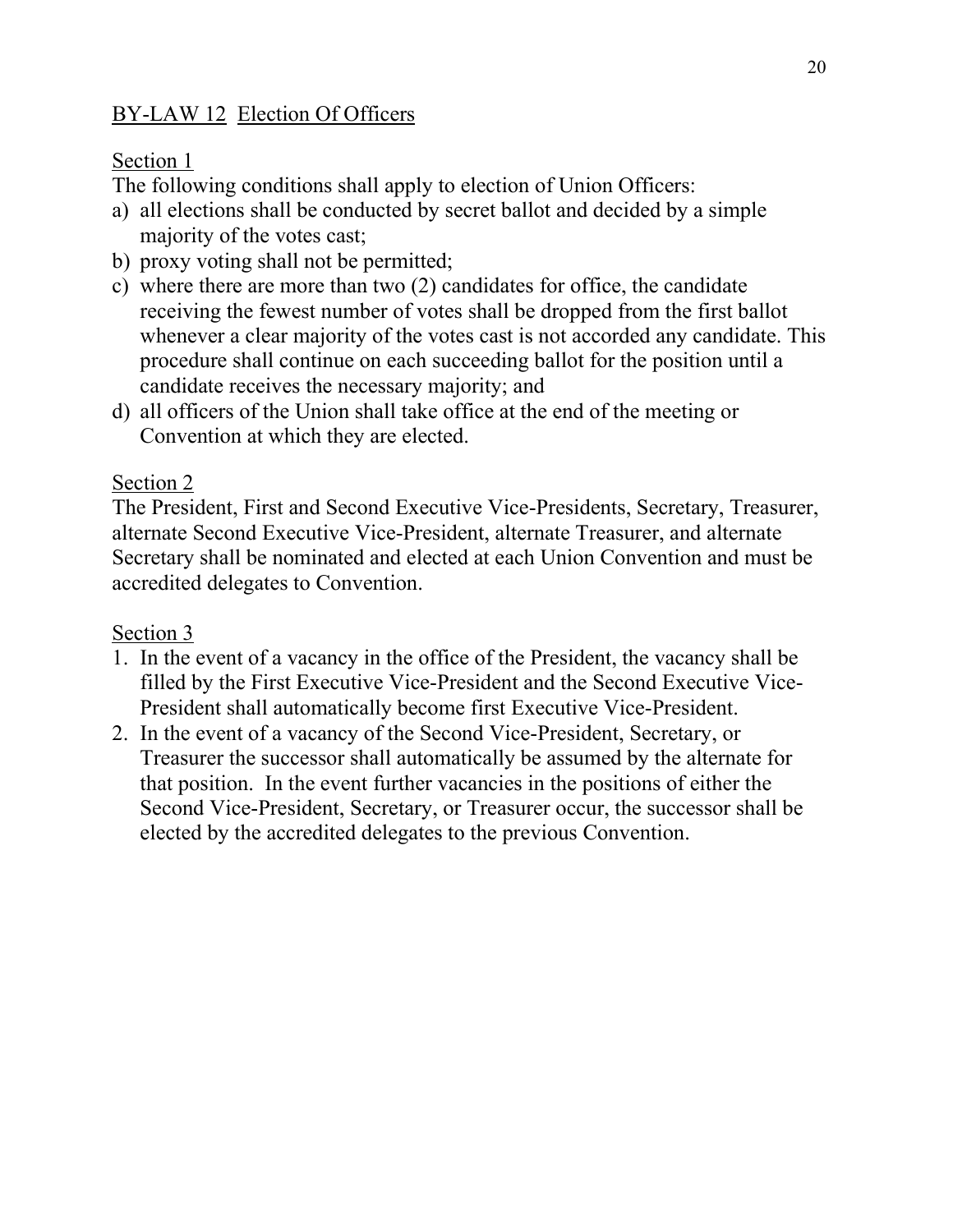## BY-LAW 12 Election Of Officers

### Section 1

The following conditions shall apply to election of Union Officers:

a) all elections shall be conducted by secret ballot and decided by a simple majority of the votes cast;
b) proxy voting shall not be permitted;
c) where there are more than two (2) candidates for office, the candidate receiving the fewest number of votes shall be dropped from the first ballot whenever a clear majority of the votes cast is not accorded any candidate. This procedure shall continue on each succeeding ballot for the position until a candidate receives the necessary majority; and
d) all officers of the Union shall take office at the end of the meeting or Convention at which they are elected.

### Section 2

The President, First and Second Executive Vice-Presidents, Secretary, Treasurer, alternate Second Executive Vice-President, alternate Treasurer, and alternate Secretary shall be nominated and elected at each Union Convention and must be accredited delegates to Convention.

### Section 3

1. In the event of a vacancy in the office of the President, the vacancy shall be filled by the First Executive Vice-President and the Second Executive Vice-President shall automatically become first Executive Vice-President.
2. In the event of a vacancy of the Second Vice-President, Secretary, or Treasurer the successor shall automatically be assumed by the alternate for that position. In the event further vacancies in the positions of either the Second Vice-President, Secretary, or Treasurer occur, the successor shall be elected by the accredited delegates to the previous Convention.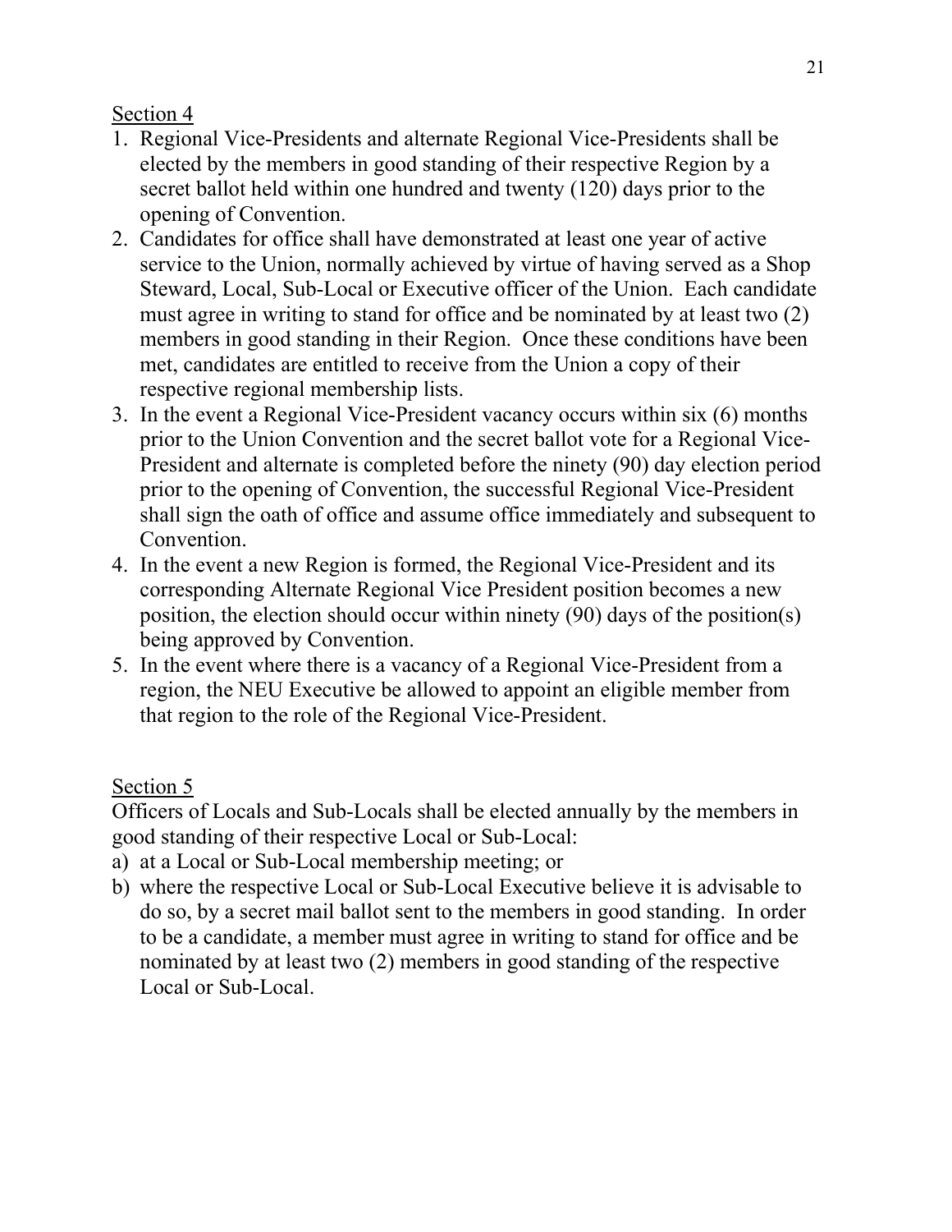<u>Section 4</u>

1. Regional Vice-Presidents and alternate Regional Vice-Presidents shall be elected by the members in good standing of their respective Region by a secret ballot held within one hundred and twenty (120) days prior to the opening of Convention.
2. Candidates for office shall have demonstrated at least one year of active service to the Union, normally achieved by virtue of having served as a Shop Steward, Local, Sub-Local or Executive officer of the Union. Each candidate must agree in writing to stand for office and be nominated by at least two (2) members in good standing in their Region. Once these conditions have been met, candidates are entitled to receive from the Union a copy of their respective regional membership lists.
3. In the event a Regional Vice-President vacancy occurs within six (6) months prior to the Union Convention and the secret ballot vote for a Regional Vice-President and alternate is completed before the ninety (90) day election period prior to the opening of Convention, the successful Regional Vice-President shall sign the oath of office and assume office immediately and subsequent to Convention.
4. In the event a new Region is formed, the Regional Vice-President and its corresponding Alternate Regional Vice President position becomes a new position, the election should occur within ninety (90) days of the position(s) being approved by Convention.
5. In the event where there is a vacancy of a Regional Vice-President from a region, the NEU Executive be allowed to appoint an eligible member from that region to the role of the Regional Vice-President.

<u>Section 5</u>

Officers of Locals and Sub-Locals shall be elected annually by the members in good standing of their respective Local or Sub-Local:

a) at a Local or Sub-Local membership meeting; or
b) where the respective Local or Sub-Local Executive believe it is advisable to do so, by a secret mail ballot sent to the members in good standing. In order to be a candidate, a member must agree in writing to stand for office and be nominated by at least two (2) members in good standing of the respective Local or Sub-Local.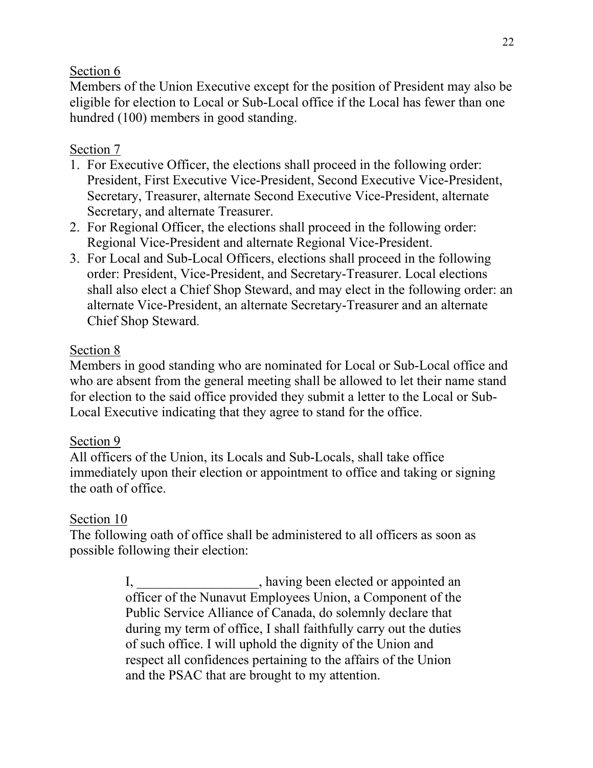Section 6

Members of the Union Executive except for the position of President may also be eligible for election to Local or Sub-Local office if the Local has fewer than one hundred (100) members in good standing.

Section 7

1. For Executive Officer, the elections shall proceed in the following order: President, First Executive Vice-President, Second Executive Vice-President, Secretary, Treasurer, alternate Second Executive Vice-President, alternate Secretary, and alternate Treasurer.
2. For Regional Officer, the elections shall proceed in the following order: Regional Vice-President and alternate Regional Vice-President.
3. For Local and Sub-Local Officers, elections shall proceed in the following order: President, Vice-President, and Secretary-Treasurer. Local elections shall also elect a Chief Shop Steward, and may elect in the following order: an alternate Vice-President, an alternate Secretary-Treasurer and an alternate Chief Shop Steward.

Section 8

Members in good standing who are nominated for Local or Sub-Local office and who are absent from the general meeting shall be allowed to let their name stand for election to the said office provided they submit a letter to the Local or Sub-Local Executive indicating that they agree to stand for the office.

Section 9

All officers of the Union, its Locals and Sub-Locals, shall take office immediately upon their election or appointment to office and taking or signing the oath of office.

Section 10

The following oath of office shall be administered to all officers as soon as possible following their election:

> I, __________________, having been elected or appointed an officer of the Nunavut Employees Union, a Component of the Public Service Alliance of Canada, do solemnly declare that during my term of office, I shall faithfully carry out the duties of such office. I will uphold the dignity of the Union and respect all confidences pertaining to the affairs of the Union and the PSAC that are brought to my attention.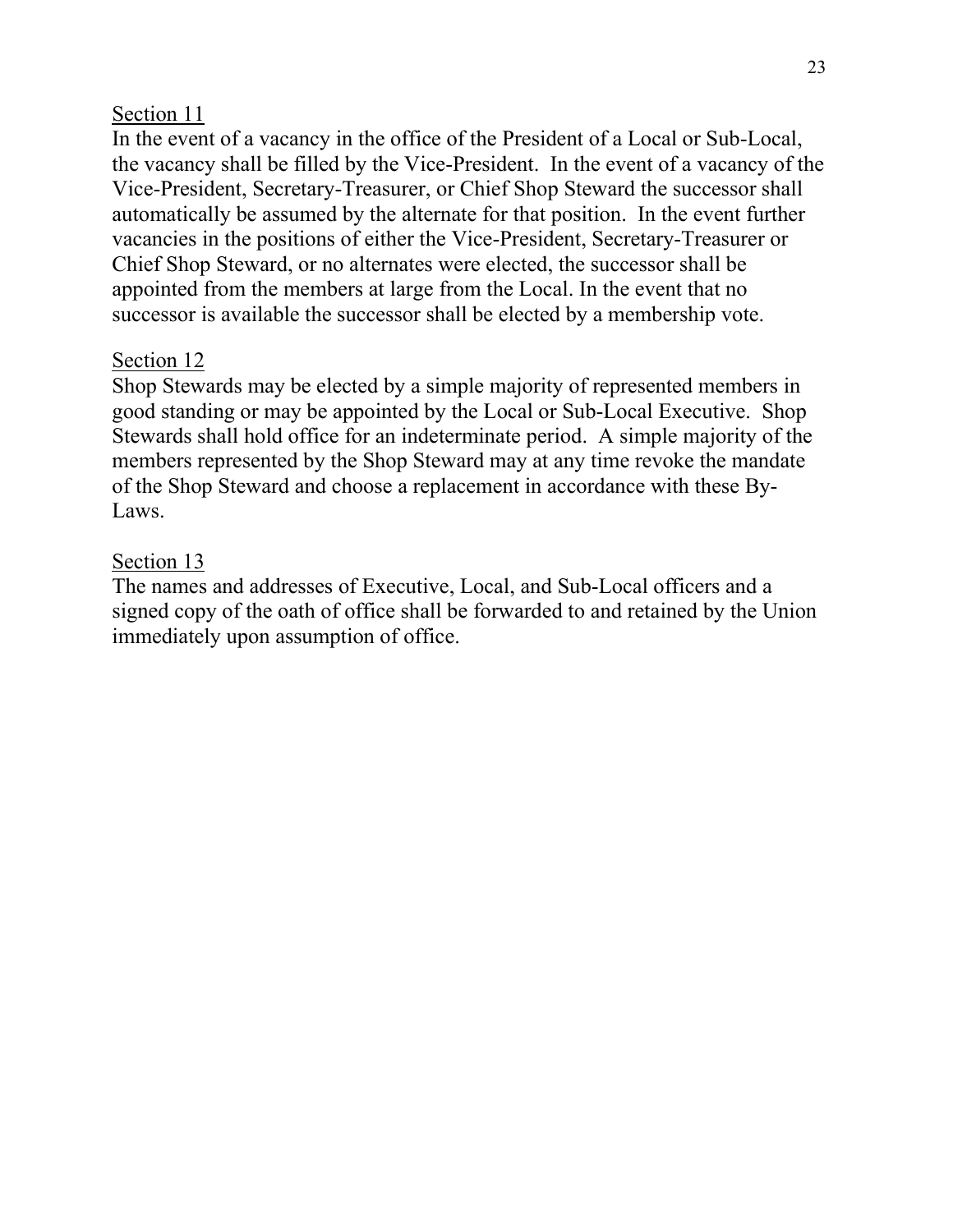Section 11

In the event of a vacancy in the office of the President of a Local or Sub-Local, the vacancy shall be filled by the Vice-President. In the event of a vacancy of the Vice-President, Secretary-Treasurer, or Chief Shop Steward the successor shall automatically be assumed by the alternate for that position. In the event further vacancies in the positions of either the Vice-President, Secretary-Treasurer or Chief Shop Steward, or no alternates were elected, the successor shall be appointed from the members at large from the Local. In the event that no successor is available the successor shall be elected by a membership vote.

Section 12

Shop Stewards may be elected by a simple majority of represented members in good standing or may be appointed by the Local or Sub-Local Executive. Shop Stewards shall hold office for an indeterminate period. A simple majority of the members represented by the Shop Steward may at any time revoke the mandate of the Shop Steward and choose a replacement in accordance with these By-Laws.

Section 13

The names and addresses of Executive, Local, and Sub-Local officers and a signed copy of the oath of office shall be forwarded to and retained by the Union immediately upon assumption of office.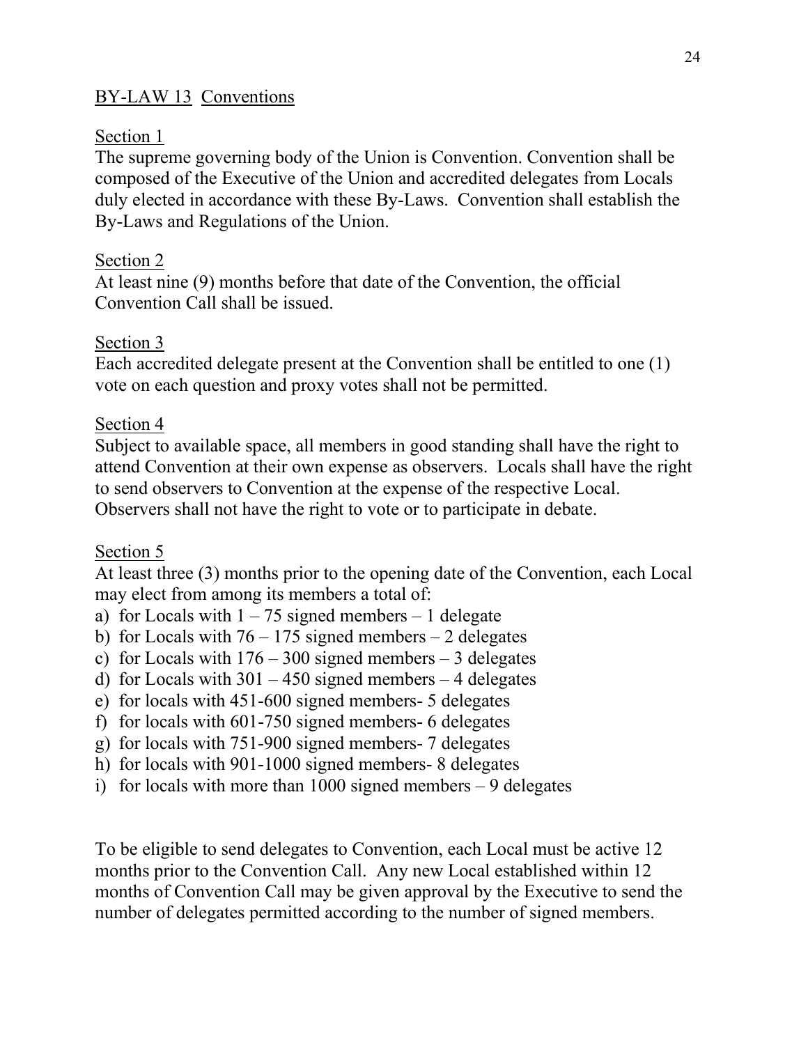## BY-LAW 13 Conventions

### Section 1

The supreme governing body of the Union is Convention. Convention shall be composed of the Executive of the Union and accredited delegates from Locals duly elected in accordance with these By-Laws. Convention shall establish the By-Laws and Regulations of the Union.

### Section 2

At least nine (9) months before that date of the Convention, the official Convention Call shall be issued.

### Section 3

Each accredited delegate present at the Convention shall be entitled to one (1) vote on each question and proxy votes shall not be permitted.

### Section 4

Subject to available space, all members in good standing shall have the right to attend Convention at their own expense as observers. Locals shall have the right to send observers to Convention at the expense of the respective Local. Observers shall not have the right to vote or to participate in debate.

### Section 5

At least three (3) months prior to the opening date of the Convention, each Local may elect from among its members a total of:

a) for Locals with 1 – 75 signed members – 1 delegate
b) for Locals with 76 – 175 signed members – 2 delegates
c) for Locals with 176 – 300 signed members – 3 delegates
d) for Locals with 301 – 450 signed members – 4 delegates
e) for locals with 451-600 signed members- 5 delegates
f) for locals with 601-750 signed members- 6 delegates
g) for locals with 751-900 signed members- 7 delegates
h) for locals with 901-1000 signed members- 8 delegates
i) for locals with more than 1000 signed members – 9 delegates

To be eligible to send delegates to Convention, each Local must be active 12 months prior to the Convention Call. Any new Local established within 12 months of Convention Call may be given approval by the Executive to send the number of delegates permitted according to the number of signed members.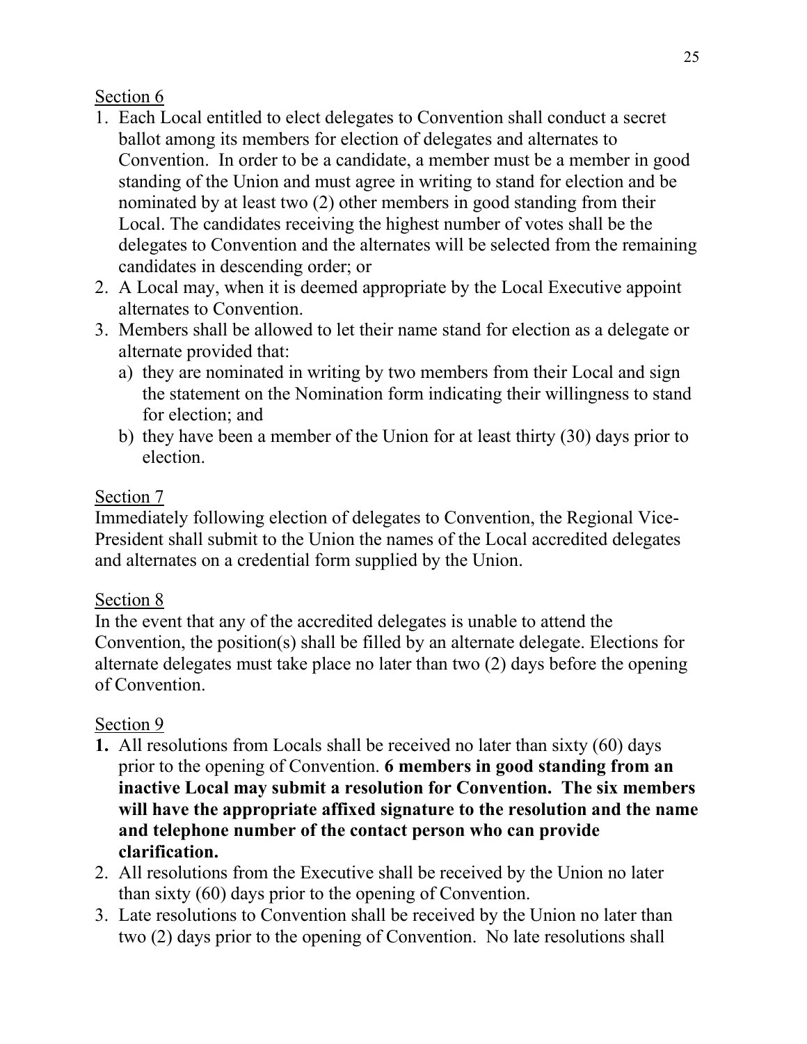Section 6

1. Each Local entitled to elect delegates to Convention shall conduct a secret ballot among its members for election of delegates and alternates to Convention. In order to be a candidate, a member must be a member in good standing of the Union and must agree in writing to stand for election and be nominated by at least two (2) other members in good standing from their Local. The candidates receiving the highest number of votes shall be the delegates to Convention and the alternates will be selected from the remaining candidates in descending order; or
2. A Local may, when it is deemed appropriate by the Local Executive appoint alternates to Convention.
3. Members shall be allowed to let their name stand for election as a delegate or alternate provided that:
   a) they are nominated in writing by two members from their Local and sign the statement on the Nomination form indicating their willingness to stand for election; and
   b) they have been a member of the Union for at least thirty (30) days prior to election.

Section 7

Immediately following election of delegates to Convention, the Regional Vice-President shall submit to the Union the names of the Local accredited delegates and alternates on a credential form supplied by the Union.

Section 8

In the event that any of the accredited delegates is unable to attend the Convention, the position(s) shall be filled by an alternate delegate. Elections for alternate delegates must take place no later than two (2) days before the opening of Convention.

Section 9

**1.** All resolutions from Locals shall be received no later than sixty (60) days prior to the opening of Convention. **6 members in good standing from an inactive Local may submit a resolution for Convention. The six members will have the appropriate affixed signature to the resolution and the name and telephone number of the contact person who can provide clarification.**
2. All resolutions from the Executive shall be received by the Union no later than sixty (60) days prior to the opening of Convention.
3. Late resolutions to Convention shall be received by the Union no later than two (2) days prior to the opening of Convention. No late resolutions shall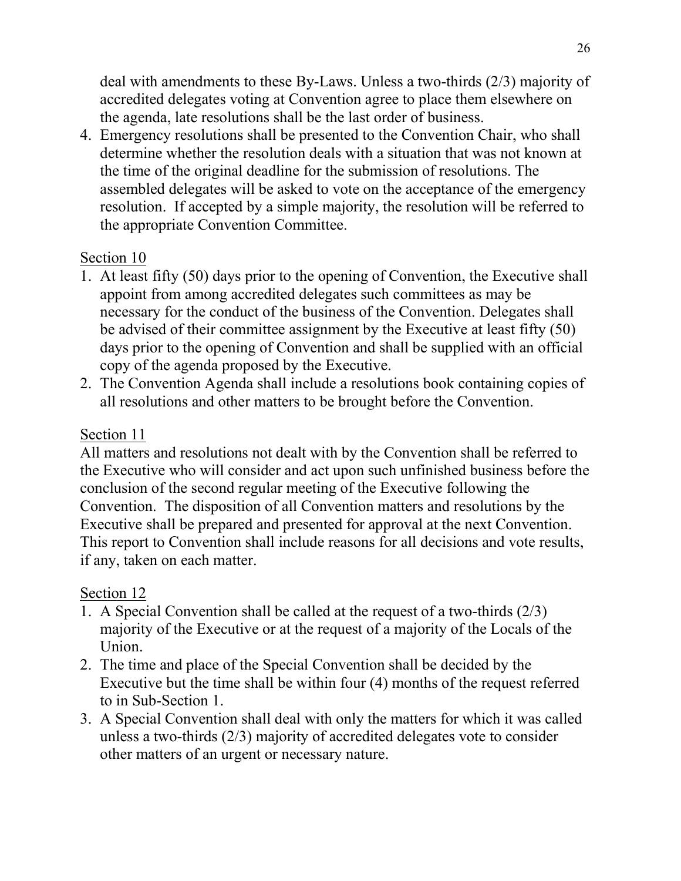deal with amendments to these By-Laws. Unless a two-thirds (2/3) majority of accredited delegates voting at Convention agree to place them elsewhere on the agenda, late resolutions shall be the last order of business.

4. Emergency resolutions shall be presented to the Convention Chair, who shall determine whether the resolution deals with a situation that was not known at the time of the original deadline for the submission of resolutions. The assembled delegates will be asked to vote on the acceptance of the emergency resolution. If accepted by a simple majority, the resolution will be referred to the appropriate Convention Committee.

Section 10

1. At least fifty (50) days prior to the opening of Convention, the Executive shall appoint from among accredited delegates such committees as may be necessary for the conduct of the business of the Convention. Delegates shall be advised of their committee assignment by the Executive at least fifty (50) days prior to the opening of Convention and shall be supplied with an official copy of the agenda proposed by the Executive.
2. The Convention Agenda shall include a resolutions book containing copies of all resolutions and other matters to be brought before the Convention.

Section 11

All matters and resolutions not dealt with by the Convention shall be referred to the Executive who will consider and act upon such unfinished business before the conclusion of the second regular meeting of the Executive following the Convention. The disposition of all Convention matters and resolutions by the Executive shall be prepared and presented for approval at the next Convention. This report to Convention shall include reasons for all decisions and vote results, if any, taken on each matter.

Section 12

1. A Special Convention shall be called at the request of a two-thirds (2/3) majority of the Executive or at the request of a majority of the Locals of the Union.
2. The time and place of the Special Convention shall be decided by the Executive but the time shall be within four (4) months of the request referred to in Sub-Section 1.
3. A Special Convention shall deal with only the matters for which it was called unless a two-thirds (2/3) majority of accredited delegates vote to consider other matters of an urgent or necessary nature.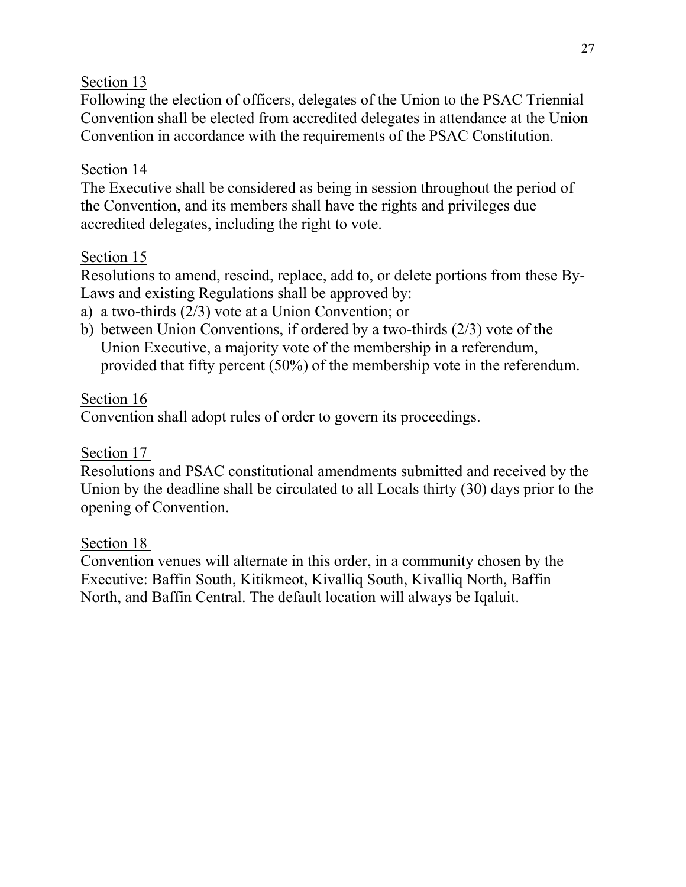Section 13

Following the election of officers, delegates of the Union to the PSAC Triennial Convention shall be elected from accredited delegates in attendance at the Union Convention in accordance with the requirements of the PSAC Constitution.

Section 14

The Executive shall be considered as being in session throughout the period of the Convention, and its members shall have the rights and privileges due accredited delegates, including the right to vote.

Section 15

Resolutions to amend, rescind, replace, add to, or delete portions from these By-Laws and existing Regulations shall be approved by:

a) a two-thirds (2/3) vote at a Union Convention; or
b) between Union Conventions, if ordered by a two-thirds (2/3) vote of the Union Executive, a majority vote of the membership in a referendum, provided that fifty percent (50%) of the membership vote in the referendum.

Section 16

Convention shall adopt rules of order to govern its proceedings.

Section 17

Resolutions and PSAC constitutional amendments submitted and received by the Union by the deadline shall be circulated to all Locals thirty (30) days prior to the opening of Convention.

Section 18

Convention venues will alternate in this order, in a community chosen by the Executive: Baffin South, Kitikmeot, Kivalliq South, Kivalliq North, Baffin North, and Baffin Central. The default location will always be Iqaluit.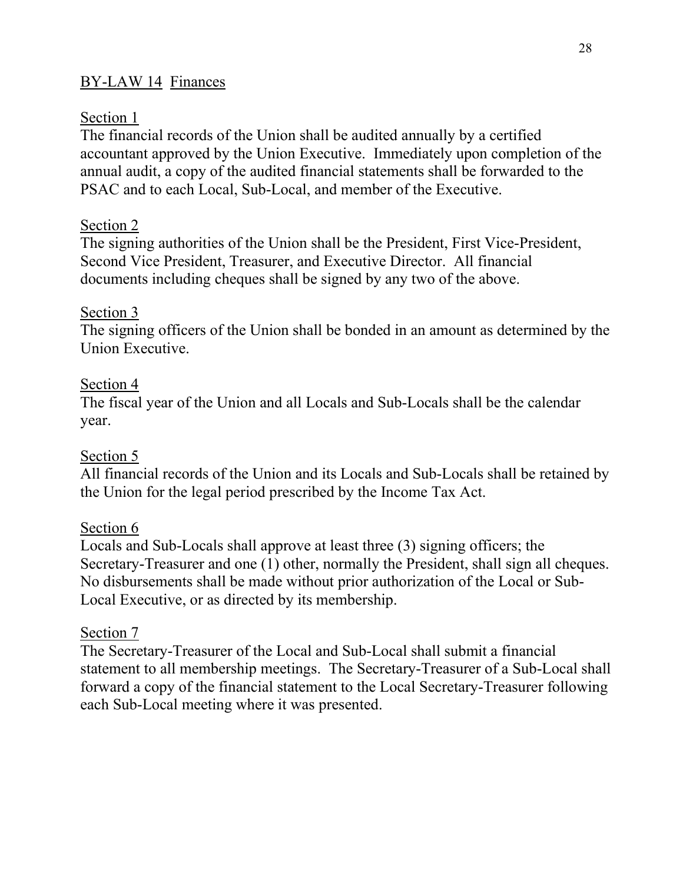## BY-LAW 14 Finances

### Section 1

The financial records of the Union shall be audited annually by a certified accountant approved by the Union Executive. Immediately upon completion of the annual audit, a copy of the audited financial statements shall be forwarded to the PSAC and to each Local, Sub-Local, and member of the Executive.

### Section 2

The signing authorities of the Union shall be the President, First Vice-President, Second Vice President, Treasurer, and Executive Director. All financial documents including cheques shall be signed by any two of the above.

### Section 3

The signing officers of the Union shall be bonded in an amount as determined by the Union Executive.

### Section 4

The fiscal year of the Union and all Locals and Sub-Locals shall be the calendar year.

### Section 5

All financial records of the Union and its Locals and Sub-Locals shall be retained by the Union for the legal period prescribed by the Income Tax Act.

### Section 6

Locals and Sub-Locals shall approve at least three (3) signing officers; the Secretary-Treasurer and one (1) other, normally the President, shall sign all cheques. No disbursements shall be made without prior authorization of the Local or Sub-Local Executive, or as directed by its membership.

### Section 7

The Secretary-Treasurer of the Local and Sub-Local shall submit a financial statement to all membership meetings. The Secretary-Treasurer of a Sub-Local shall forward a copy of the financial statement to the Local Secretary-Treasurer following each Sub-Local meeting where it was presented.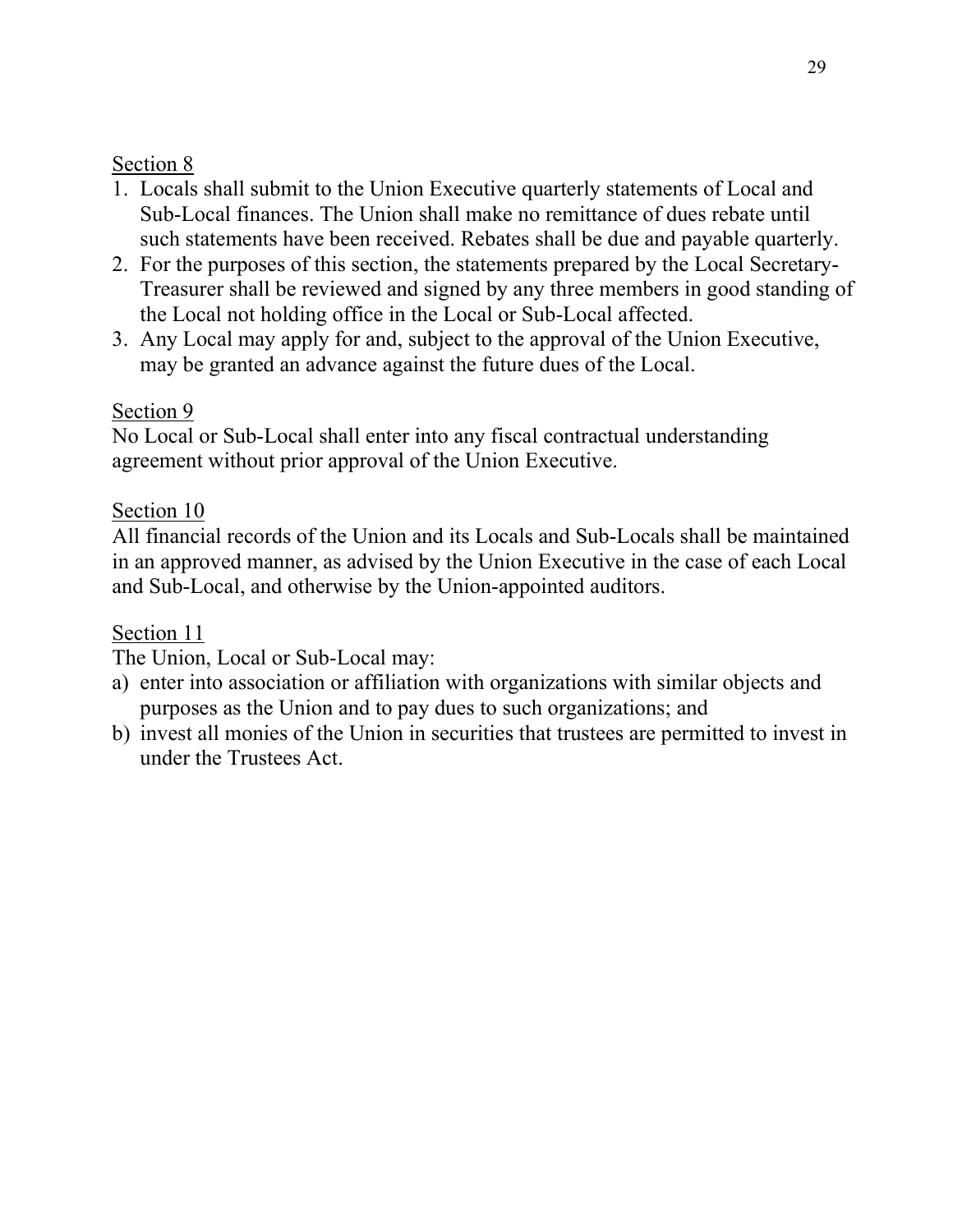Section 8

1. Locals shall submit to the Union Executive quarterly statements of Local and Sub-Local finances. The Union shall make no remittance of dues rebate until such statements have been received. Rebates shall be due and payable quarterly.
2. For the purposes of this section, the statements prepared by the Local Secretary-Treasurer shall be reviewed and signed by any three members in good standing of the Local not holding office in the Local or Sub-Local affected.
3. Any Local may apply for and, subject to the approval of the Union Executive, may be granted an advance against the future dues of the Local.

Section 9

No Local or Sub-Local shall enter into any fiscal contractual understanding agreement without prior approval of the Union Executive.

Section 10

All financial records of the Union and its Locals and Sub-Locals shall be maintained in an approved manner, as advised by the Union Executive in the case of each Local and Sub-Local, and otherwise by the Union-appointed auditors.

Section 11

The Union, Local or Sub-Local may:

a) enter into association or affiliation with organizations with similar objects and purposes as the Union and to pay dues to such organizations; and
b) invest all monies of the Union in securities that trustees are permitted to invest in under the Trustees Act.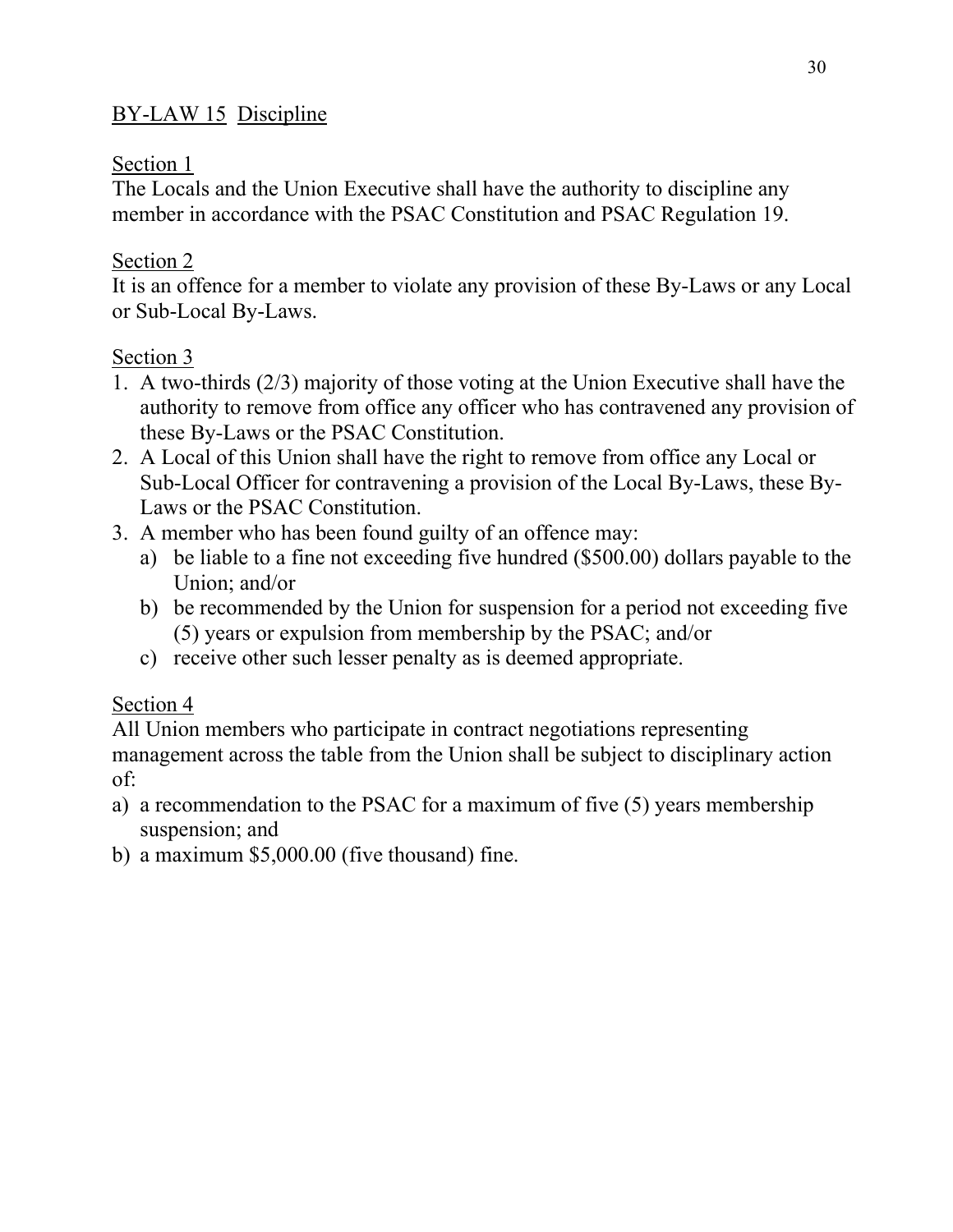## BY-LAW 15 Discipline

### Section 1

The Locals and the Union Executive shall have the authority to discipline any member in accordance with the PSAC Constitution and PSAC Regulation 19.

### Section 2

It is an offence for a member to violate any provision of these By-Laws or any Local or Sub-Local By-Laws.

### Section 3

1. A two-thirds (2/3) majority of those voting at the Union Executive shall have the authority to remove from office any officer who has contravened any provision of these By-Laws or the PSAC Constitution.
2. A Local of this Union shall have the right to remove from office any Local or Sub-Local Officer for contravening a provision of the Local By-Laws, these By-Laws or the PSAC Constitution.
3. A member who has been found guilty of an offence may:
   a) be liable to a fine not exceeding five hundred ($500.00) dollars payable to the Union; and/or
   b) be recommended by the Union for suspension for a period not exceeding five (5) years or expulsion from membership by the PSAC; and/or
   c) receive other such lesser penalty as is deemed appropriate.

### Section 4

All Union members who participate in contract negotiations representing management across the table from the Union shall be subject to disciplinary action of:

a) a recommendation to the PSAC for a maximum of five (5) years membership suspension; and
b) a maximum $5,000.00 (five thousand) fine.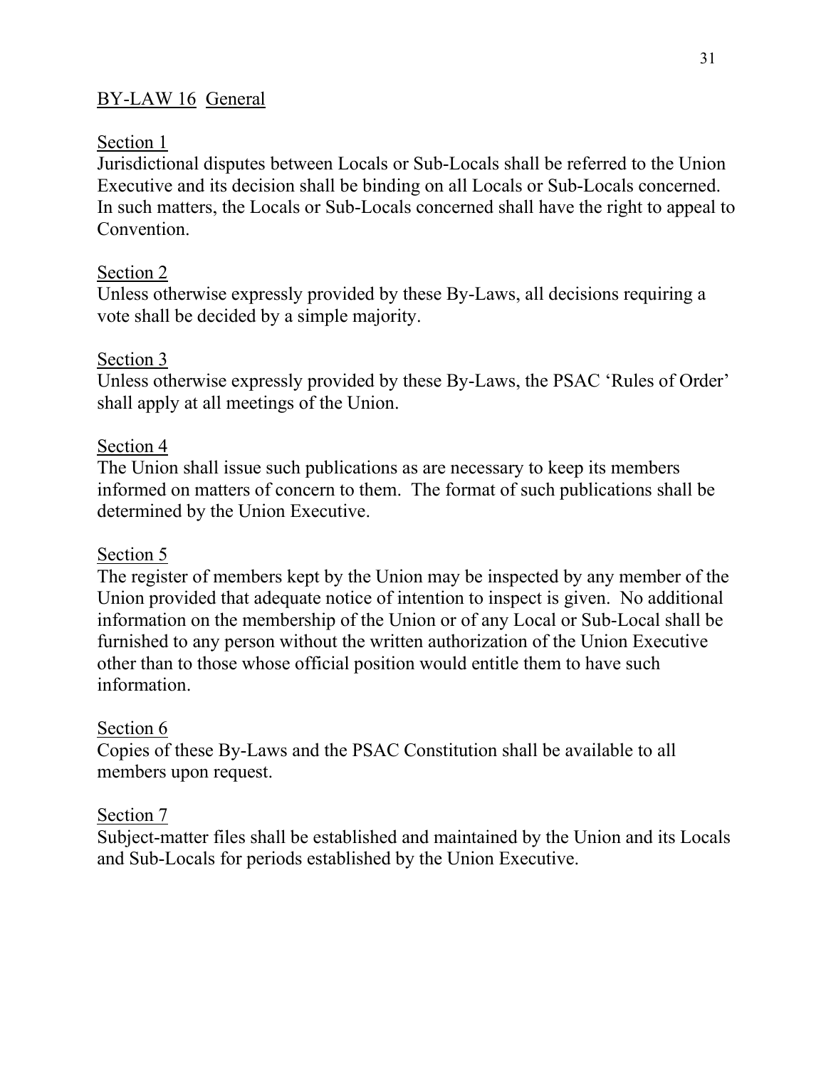## BY-LAW 16 General

### Section 1

Jurisdictional disputes between Locals or Sub-Locals shall be referred to the Union Executive and its decision shall be binding on all Locals or Sub-Locals concerned. In such matters, the Locals or Sub-Locals concerned shall have the right to appeal to Convention.

### Section 2

Unless otherwise expressly provided by these By-Laws, all decisions requiring a vote shall be decided by a simple majority.

### Section 3

Unless otherwise expressly provided by these By-Laws, the PSAC 'Rules of Order' shall apply at all meetings of the Union.

### Section 4

The Union shall issue such publications as are necessary to keep its members informed on matters of concern to them. The format of such publications shall be determined by the Union Executive.

### Section 5

The register of members kept by the Union may be inspected by any member of the Union provided that adequate notice of intention to inspect is given. No additional information on the membership of the Union or of any Local or Sub-Local shall be furnished to any person without the written authorization of the Union Executive other than to those whose official position would entitle them to have such information.

### Section 6

Copies of these By-Laws and the PSAC Constitution shall be available to all members upon request.

### Section 7

Subject-matter files shall be established and maintained by the Union and its Locals and Sub-Locals for periods established by the Union Executive.